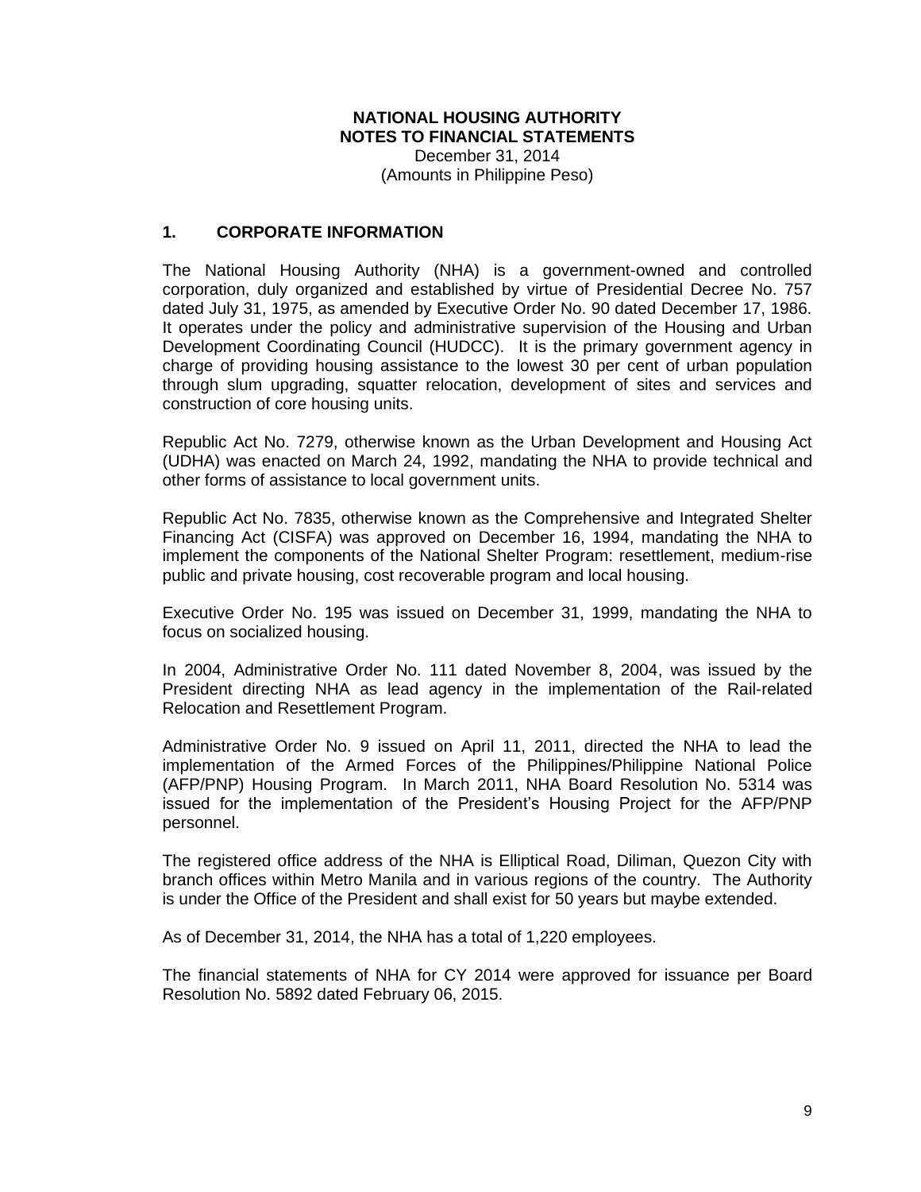# NATIONAL HOUSING AUTHORITY
## NOTES TO FINANCIAL STATEMENTS

December 31, 2014
(Amounts in Philippine Peso)

### 1. CORPORATE INFORMATION

The National Housing Authority (NHA) is a government-owned and controlled corporation, duly organized and established by virtue of Presidential Decree No. 757 dated July 31, 1975, as amended by Executive Order No. 90 dated December 17, 1986. It operates under the policy and administrative supervision of the Housing and Urban Development Coordinating Council (HUDCC). It is the primary government agency in charge of providing housing assistance to the lowest 30 per cent of urban population through slum upgrading, squatter relocation, development of sites and services and construction of core housing units.

Republic Act No. 7279, otherwise known as the Urban Development and Housing Act (UDHA) was enacted on March 24, 1992, mandating the NHA to provide technical and other forms of assistance to local government units.

Republic Act No. 7835, otherwise known as the Comprehensive and Integrated Shelter Financing Act (CISFA) was approved on December 16, 1994, mandating the NHA to implement the components of the National Shelter Program: resettlement, medium-rise public and private housing, cost recoverable program and local housing.

Executive Order No. 195 was issued on December 31, 1999, mandating the NHA to focus on socialized housing.

In 2004, Administrative Order No. 111 dated November 8, 2004, was issued by the President directing NHA as lead agency in the implementation of the Rail-related Relocation and Resettlement Program.

Administrative Order No. 9 issued on April 11, 2011, directed the NHA to lead the implementation of the Armed Forces of the Philippines/Philippine National Police (AFP/PNP) Housing Program. In March 2011, NHA Board Resolution No. 5314 was issued for the implementation of the President's Housing Project for the AFP/PNP personnel.

The registered office address of the NHA is Elliptical Road, Diliman, Quezon City with branch offices within Metro Manila and in various regions of the country. The Authority is under the Office of the President and shall exist for 50 years but maybe extended.

As of December 31, 2014, the NHA has a total of 1,220 employees.

The financial statements of NHA for CY 2014 were approved for issuance per Board Resolution No. 5892 dated February 06, 2015.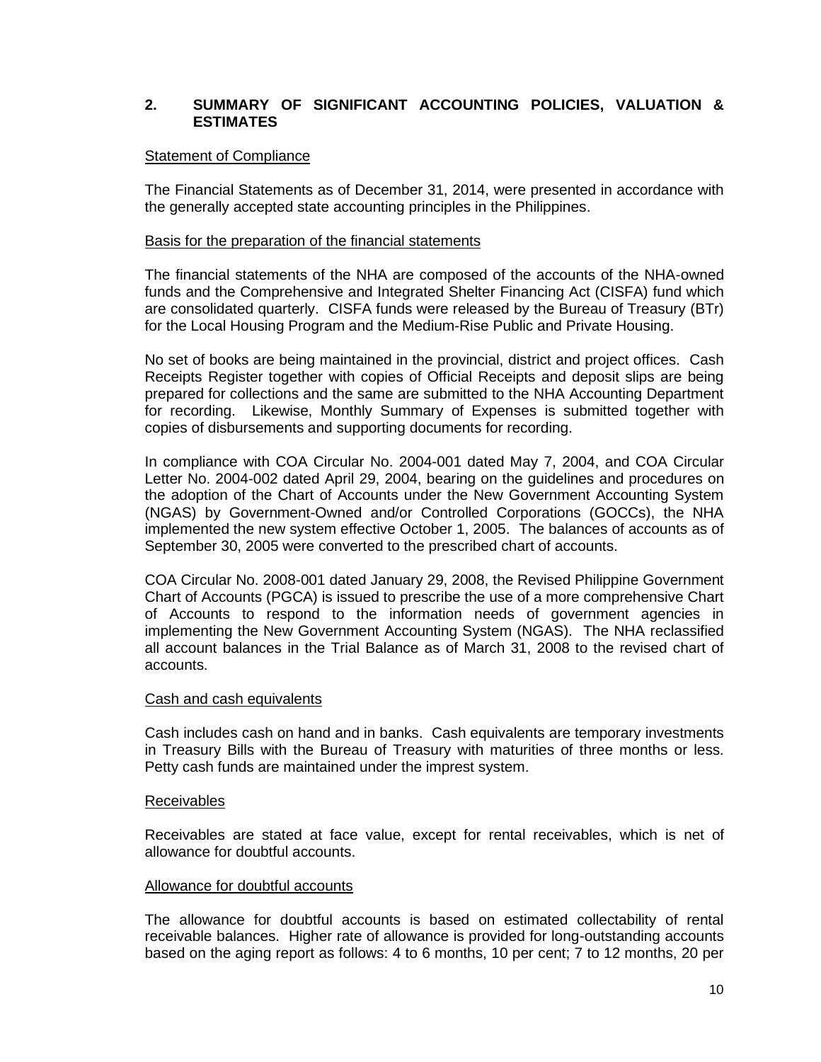## 2. SUMMARY OF SIGNIFICANT ACCOUNTING POLICIES, VALUATION & ESTIMATES

Statement of Compliance

The Financial Statements as of December 31, 2014, were presented in accordance with the generally accepted state accounting principles in the Philippines.

Basis for the preparation of the financial statements

The financial statements of the NHA are composed of the accounts of the NHA-owned funds and the Comprehensive and Integrated Shelter Financing Act (CISFA) fund which are consolidated quarterly. CISFA funds were released by the Bureau of Treasury (BTr) for the Local Housing Program and the Medium-Rise Public and Private Housing.

No set of books are being maintained in the provincial, district and project offices. Cash Receipts Register together with copies of Official Receipts and deposit slips are being prepared for collections and the same are submitted to the NHA Accounting Department for recording. Likewise, Monthly Summary of Expenses is submitted together with copies of disbursements and supporting documents for recording.

In compliance with COA Circular No. 2004-001 dated May 7, 2004, and COA Circular Letter No. 2004-002 dated April 29, 2004, bearing on the guidelines and procedures on the adoption of the Chart of Accounts under the New Government Accounting System (NGAS) by Government-Owned and/or Controlled Corporations (GOCCs), the NHA implemented the new system effective October 1, 2005. The balances of accounts as of September 30, 2005 were converted to the prescribed chart of accounts.

COA Circular No. 2008-001 dated January 29, 2008, the Revised Philippine Government Chart of Accounts (PGCA) is issued to prescribe the use of a more comprehensive Chart of Accounts to respond to the information needs of government agencies in implementing the New Government Accounting System (NGAS). The NHA reclassified all account balances in the Trial Balance as of March 31, 2008 to the revised chart of accounts.

Cash and cash equivalents

Cash includes cash on hand and in banks. Cash equivalents are temporary investments in Treasury Bills with the Bureau of Treasury with maturities of three months or less. Petty cash funds are maintained under the imprest system.

Receivables

Receivables are stated at face value, except for rental receivables, which is net of allowance for doubtful accounts.

Allowance for doubtful accounts

The allowance for doubtful accounts is based on estimated collectability of rental receivable balances. Higher rate of allowance is provided for long-outstanding accounts based on the aging report as follows: 4 to 6 months, 10 per cent; 7 to 12 months, 20 per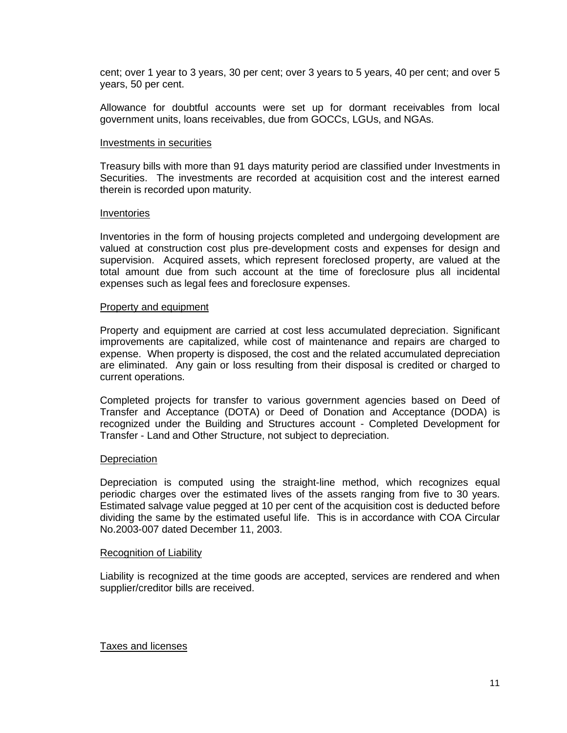cent; over 1 year to 3 years, 30 per cent; over 3 years to 5 years, 40 per cent; and over 5 years, 50 per cent.

Allowance for doubtful accounts were set up for dormant receivables from local government units, loans receivables, due from GOCCs, LGUs, and NGAs.

Investments in securities

Treasury bills with more than 91 days maturity period are classified under Investments in Securities. The investments are recorded at acquisition cost and the interest earned therein is recorded upon maturity.

Inventories

Inventories in the form of housing projects completed and undergoing development are valued at construction cost plus pre-development costs and expenses for design and supervision. Acquired assets, which represent foreclosed property, are valued at the total amount due from such account at the time of foreclosure plus all incidental expenses such as legal fees and foreclosure expenses.

Property and equipment

Property and equipment are carried at cost less accumulated depreciation. Significant improvements are capitalized, while cost of maintenance and repairs are charged to expense. When property is disposed, the cost and the related accumulated depreciation are eliminated. Any gain or loss resulting from their disposal is credited or charged to current operations.

Completed projects for transfer to various government agencies based on Deed of Transfer and Acceptance (DOTA) or Deed of Donation and Acceptance (DODA) is recognized under the Building and Structures account - Completed Development for Transfer - Land and Other Structure, not subject to depreciation.

Depreciation

Depreciation is computed using the straight-line method, which recognizes equal periodic charges over the estimated lives of the assets ranging from five to 30 years. Estimated salvage value pegged at 10 per cent of the acquisition cost is deducted before dividing the same by the estimated useful life. This is in accordance with COA Circular No.2003-007 dated December 11, 2003.

Recognition of Liability

Liability is recognized at the time goods are accepted, services are rendered and when supplier/creditor bills are received.

Taxes and licenses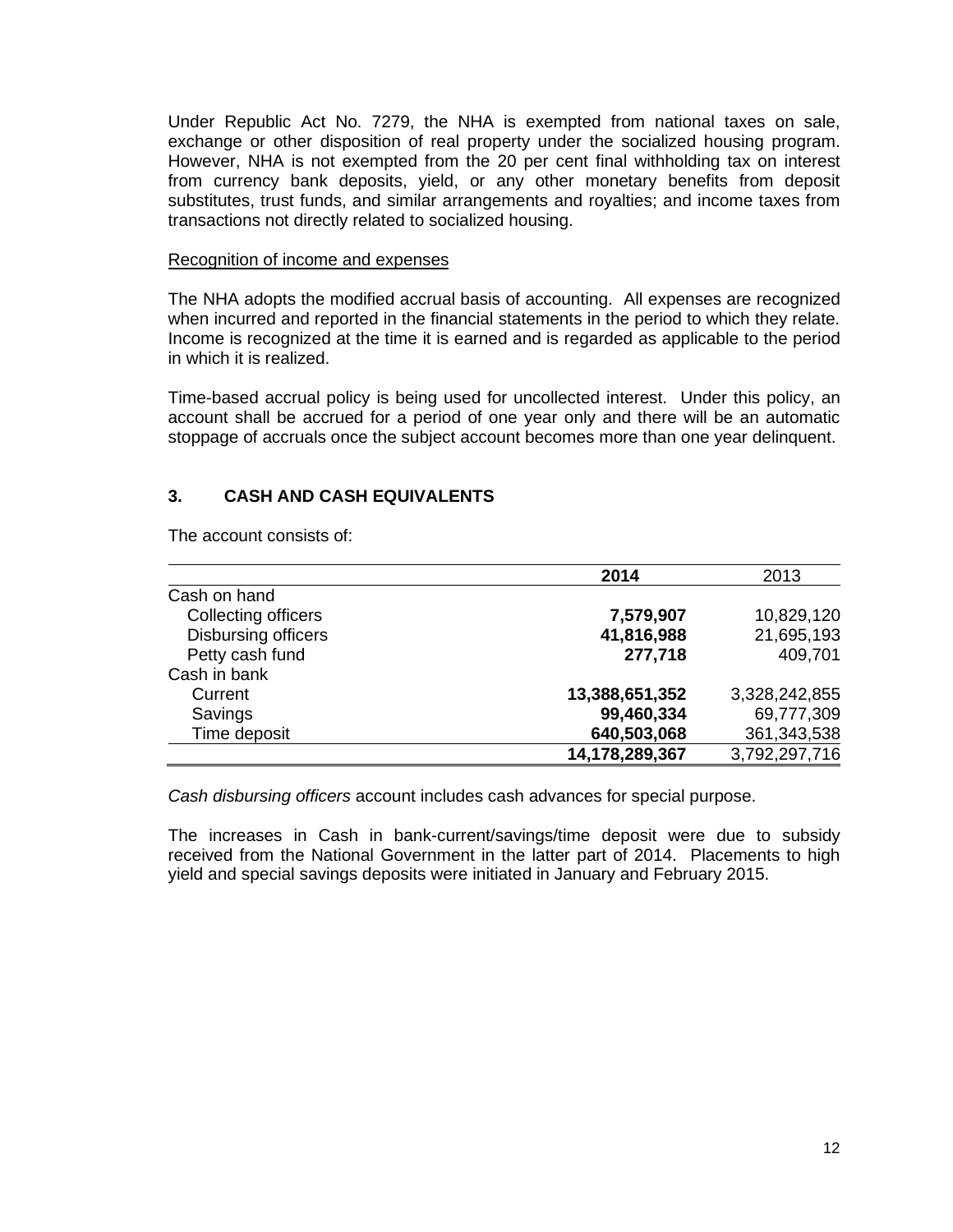Under Republic Act No. 7279, the NHA is exempted from national taxes on sale, exchange or other disposition of real property under the socialized housing program. However, NHA is not exempted from the 20 per cent final withholding tax on interest from currency bank deposits, yield, or any other monetary benefits from deposit substitutes, trust funds, and similar arrangements and royalties; and income taxes from transactions not directly related to socialized housing.

Recognition of income and expenses

The NHA adopts the modified accrual basis of accounting. All expenses are recognized when incurred and reported in the financial statements in the period to which they relate. Income is recognized at the time it is earned and is regarded as applicable to the period in which it is realized.

Time-based accrual policy is being used for uncollected interest. Under this policy, an account shall be accrued for a period of one year only and there will be an automatic stoppage of accruals once the subject account becomes more than one year delinquent.

## 3. CASH AND CASH EQUIVALENTS

The account consists of:

| | **2014** | 2013 |
|---|---|---|
| Cash on hand | | |
| Collecting officers | **7,579,907** | 10,829,120 |
| Disbursing officers | **41,816,988** | 21,695,193 |
| Petty cash fund | **277,718** | 409,701 |
| Cash in bank | | |
| Current | **13,388,651,352** | 3,328,242,855 |
| Savings | **99,460,334** | 69,777,309 |
| Time deposit | **640,503,068** | 361,343,538 |
| | **14,178,289,367** | 3,792,297,716 |

*Cash disbursing officers* account includes cash advances for special purpose.

The increases in Cash in bank-current/savings/time deposit were due to subsidy received from the National Government in the latter part of 2014. Placements to high yield and special savings deposits were initiated in January and February 2015.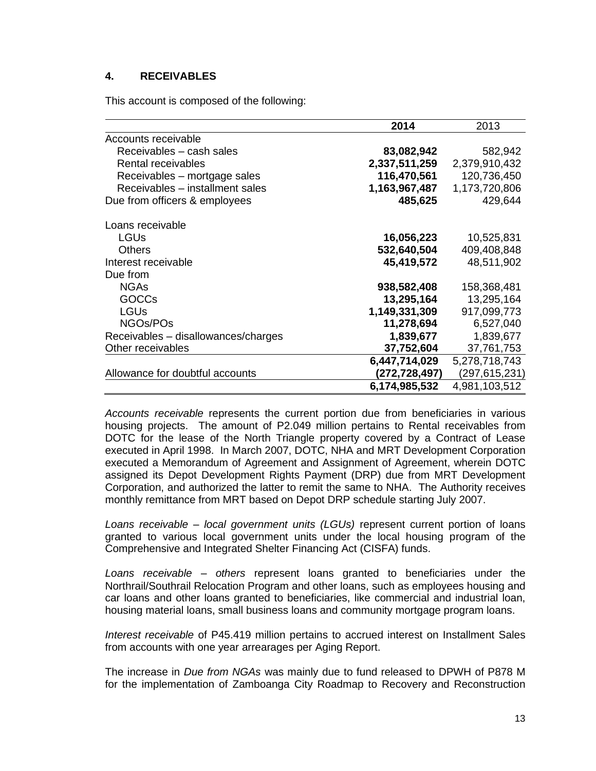## 4. RECEIVABLES

This account is composed of the following:

| | 2014 | 2013 |
|---|---|---|
| Accounts receivable | | |
| Receivables – cash sales | **83,082,942** | 582,942 |
| Rental receivables | **2,337,511,259** | 2,379,910,432 |
| Receivables – mortgage sales | **116,470,561** | 120,736,450 |
| Receivables – installment sales | **1,163,967,487** | 1,173,720,806 |
| Due from officers & employees | **485,625** | 429,644 |
| | | |
| Loans receivable | | |
| LGUs | **16,056,223** | 10,525,831 |
| Others | **532,640,504** | 409,408,848 |
| Interest receivable | **45,419,572** | 48,511,902 |
| Due from | | |
| NGAs | **938,582,408** | 158,368,481 |
| GOCCs | **13,295,164** | 13,295,164 |
| LGUs | **1,149,331,309** | 917,099,773 |
| NGOs/POs | **11,278,694** | 6,527,040 |
| Receivables – disallowances/charges | **1,839,677** | 1,839,677 |
| Other receivables | **37,752,604** | 37,761,753 |
| | **6,447,714,029** | 5,278,718,743 |
| Allowance for doubtful accounts | **(272,728,497)** | (297,615,231) |
| | **6,174,985,532** | 4,981,103,512 |

*Accounts receivable* represents the current portion due from beneficiaries in various housing projects. The amount of P2.049 million pertains to Rental receivables from DOTC for the lease of the North Triangle property covered by a Contract of Lease executed in April 1998. In March 2007, DOTC, NHA and MRT Development Corporation executed a Memorandum of Agreement and Assignment of Agreement, wherein DOTC assigned its Depot Development Rights Payment (DRP) due from MRT Development Corporation, and authorized the latter to remit the same to NHA. The Authority receives monthly remittance from MRT based on Depot DRP schedule starting July 2007.

*Loans receivable – local government units (LGUs)* represent current portion of loans granted to various local government units under the local housing program of the Comprehensive and Integrated Shelter Financing Act (CISFA) funds.

*Loans receivable – others* represent loans granted to beneficiaries under the Northrail/Southrail Relocation Program and other loans, such as employees housing and car loans and other loans granted to beneficiaries, like commercial and industrial loan, housing material loans, small business loans and community mortgage program loans.

*Interest receivable* of P45.419 million pertains to accrued interest on Installment Sales from accounts with one year arrearages per Aging Report.

The increase in *Due from NGAs* was mainly due to fund released to DPWH of P878 M for the implementation of Zamboanga City Roadmap to Recovery and Reconstruction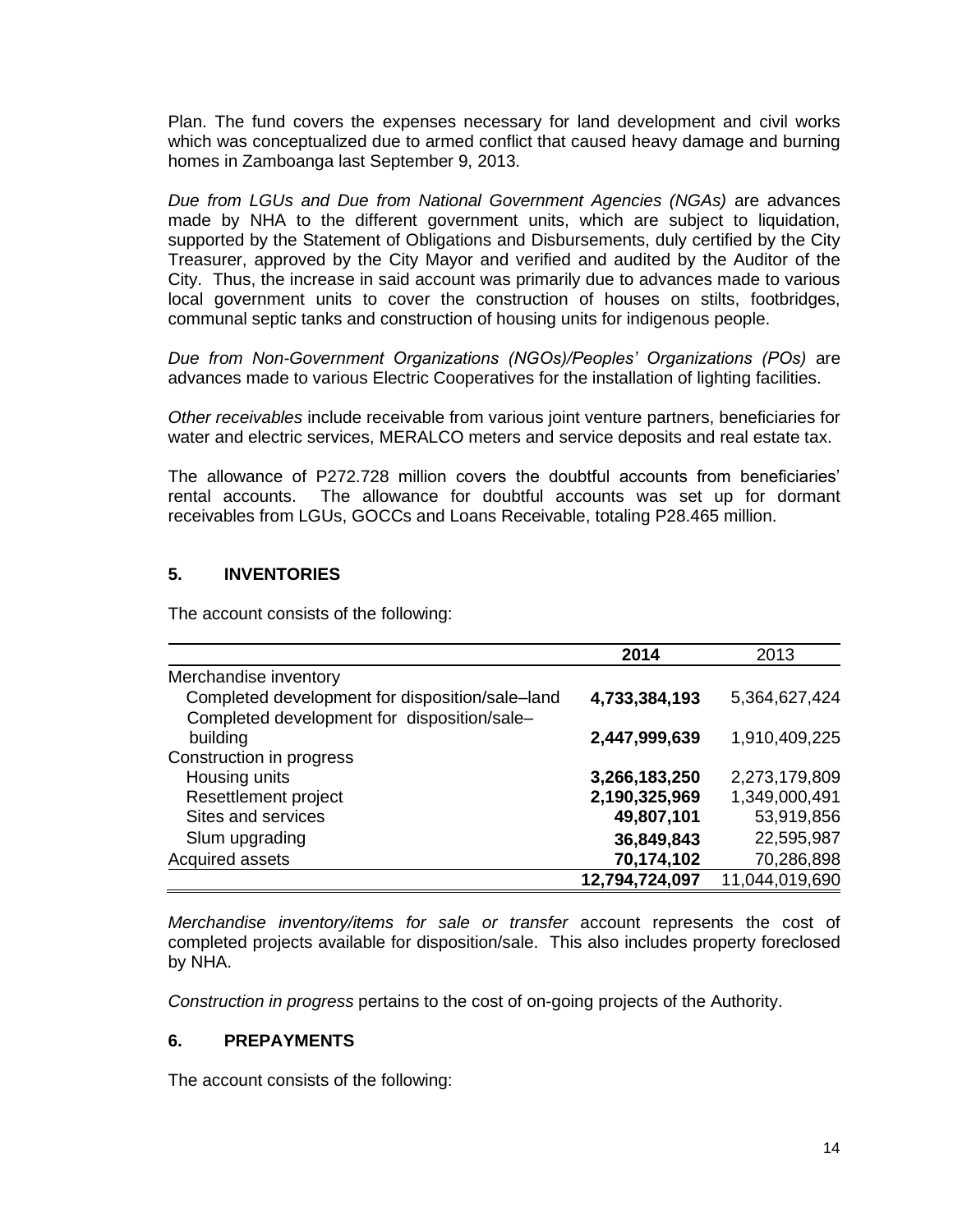Plan. The fund covers the expenses necessary for land development and civil works which was conceptualized due to armed conflict that caused heavy damage and burning homes in Zamboanga last September 9, 2013.

*Due from LGUs and Due from National Government Agencies (NGAs)* are advances made by NHA to the different government units, which are subject to liquidation, supported by the Statement of Obligations and Disbursements, duly certified by the City Treasurer, approved by the City Mayor and verified and audited by the Auditor of the City. Thus, the increase in said account was primarily due to advances made to various local government units to cover the construction of houses on stilts, footbridges, communal septic tanks and construction of housing units for indigenous people.

*Due from Non-Government Organizations (NGOs)/Peoples' Organizations (POs)* are advances made to various Electric Cooperatives for the installation of lighting facilities.

*Other receivables* include receivable from various joint venture partners, beneficiaries for water and electric services, MERALCO meters and service deposits and real estate tax.

The allowance of P272.728 million covers the doubtful accounts from beneficiaries' rental accounts. The allowance for doubtful accounts was set up for dormant receivables from LGUs, GOCCs and Loans Receivable, totaling P28.465 million.

## 5. INVENTORIES

The account consists of the following:

| | 2014 | 2013 |
|---|---|---|
| Merchandise inventory | | |
| Completed development for disposition/sale–land | **4,733,384,193** | 5,364,627,424 |
| Completed development for disposition/sale–building | **2,447,999,639** | 1,910,409,225 |
| Construction in progress | | |
| Housing units | **3,266,183,250** | 2,273,179,809 |
| Resettlement project | **2,190,325,969** | 1,349,000,491 |
| Sites and services | **49,807,101** | 53,919,856 |
| Slum upgrading | **36,849,843** | 22,595,987 |
| Acquired assets | **70,174,102** | 70,286,898 |
| | **12,794,724,097** | 11,044,019,690 |

*Merchandise inventory/items for sale or transfer* account represents the cost of completed projects available for disposition/sale. This also includes property foreclosed by NHA.

*Construction in progress* pertains to the cost of on-going projects of the Authority.

## 6. PREPAYMENTS

The account consists of the following: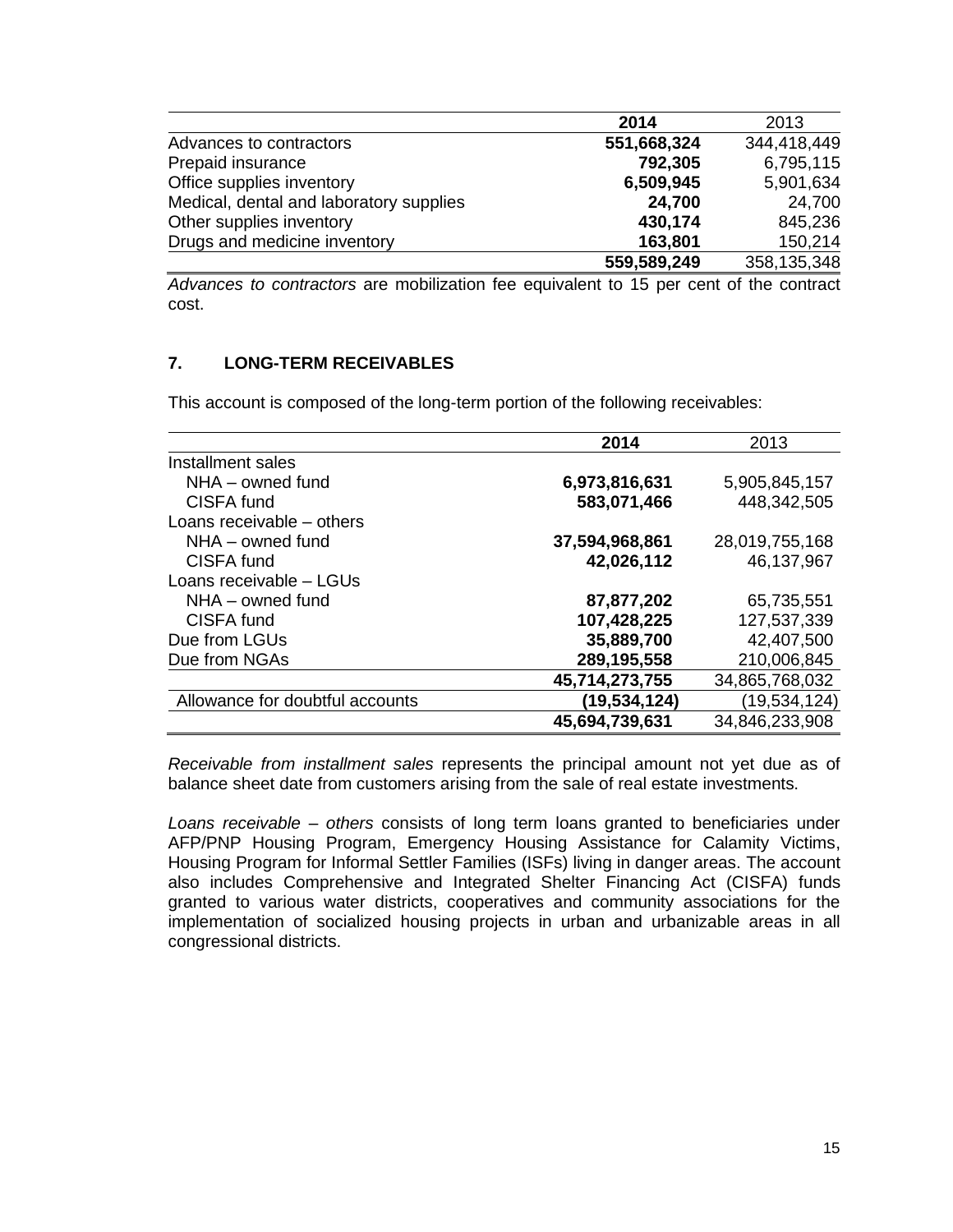| | **2014** | 2013 |
|---|---|---|
| Advances to contractors | **551,668,324** | 344,418,449 |
| Prepaid insurance | **792,305** | 6,795,115 |
| Office supplies inventory | **6,509,945** | 5,901,634 |
| Medical, dental and laboratory supplies | **24,700** | 24,700 |
| Other supplies inventory | **430,174** | 845,236 |
| Drugs and medicine inventory | **163,801** | 150,214 |
| | **559,589,249** | 358,135,348 |

*Advances to contractors* are mobilization fee equivalent to 15 per cent of the contract cost.

## 7. LONG-TERM RECEIVABLES

This account is composed of the long-term portion of the following receivables:

| | **2014** | 2013 |
|---|---|---|
| Installment sales | | |
| NHA – owned fund | **6,973,816,631** | 5,905,845,157 |
| CISFA fund | **583,071,466** | 448,342,505 |
| Loans receivable – others | | |
| NHA – owned fund | **37,594,968,861** | 28,019,755,168 |
| CISFA fund | **42,026,112** | 46,137,967 |
| Loans receivable – LGUs | | |
| NHA – owned fund | **87,877,202** | 65,735,551 |
| CISFA fund | **107,428,225** | 127,537,339 |
| Due from LGUs | **35,889,700** | 42,407,500 |
| Due from NGAs | **289,195,558** | 210,006,845 |
| | **45,714,273,755** | 34,865,768,032 |
| Allowance for doubtful accounts | **(19,534,124)** | (19,534,124) |
| | **45,694,739,631** | 34,846,233,908 |

*Receivable from installment sales* represents the principal amount not yet due as of balance sheet date from customers arising from the sale of real estate investments.

*Loans receivable – others* consists of long term loans granted to beneficiaries under AFP/PNP Housing Program, Emergency Housing Assistance for Calamity Victims, Housing Program for Informal Settler Families (ISFs) living in danger areas. The account also includes Comprehensive and Integrated Shelter Financing Act (CISFA) funds granted to various water districts, cooperatives and community associations for the implementation of socialized housing projects in urban and urbanizable areas in all congressional districts.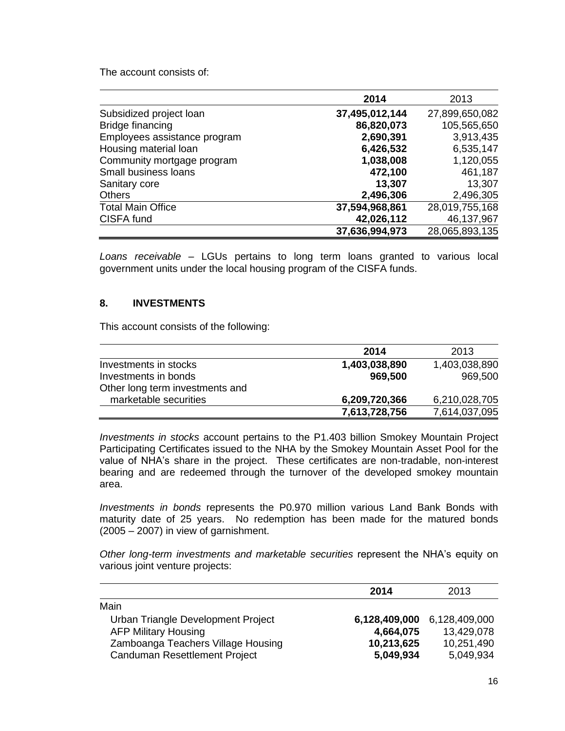The account consists of:

| | **2014** | 2013 |
|---|---|---|
| Subsidized project loan | **37,495,012,144** | 27,899,650,082 |
| Bridge financing | **86,820,073** | 105,565,650 |
| Employees assistance program | **2,690,391** | 3,913,435 |
| Housing material loan | **6,426,532** | 6,535,147 |
| Community mortgage program | **1,038,008** | 1,120,055 |
| Small business loans | **472,100** | 461,187 |
| Sanitary core | **13,307** | 13,307 |
| Others | **2,496,306** | 2,496,305 |
| Total Main Office | **37,594,968,861** | 28,019,755,168 |
| CISFA fund | **42,026,112** | 46,137,967 |
| | **37,636,994,973** | 28,065,893,135 |

*Loans receivable* – LGUs pertains to long term loans granted to various local government units under the local housing program of the CISFA funds.

## 8. INVESTMENTS

This account consists of the following:

| | **2014** | 2013 |
|---|---|---|
| Investments in stocks | **1,403,038,890** | 1,403,038,890 |
| Investments in bonds | **969,500** | 969,500 |
| Other long term investments and marketable securities | **6,209,720,366** | 6,210,028,705 |
| | **7,613,728,756** | 7,614,037,095 |

*Investments in stocks* account pertains to the P1.403 billion Smokey Mountain Project Participating Certificates issued to the NHA by the Smokey Mountain Asset Pool for the value of NHA's share in the project. These certificates are non-tradable, non-interest bearing and are redeemed through the turnover of the developed smokey mountain area.

*Investments in bonds* represents the P0.970 million various Land Bank Bonds with maturity date of 25 years. No redemption has been made for the matured bonds (2005 – 2007) in view of garnishment.

*Other long-term investments and marketable securities* represent the NHA's equity on various joint venture projects:

| | **2014** | 2013 |
|---|---|---|
| Main | | |
| Urban Triangle Development Project | **6,128,409,000** | 6,128,409,000 |
| AFP Military Housing | **4,664,075** | 13,429,078 |
| Zamboanga Teachers Village Housing | **10,213,625** | 10,251,490 |
| Canduman Resettlement Project | **5,049,934** | 5,049,934 |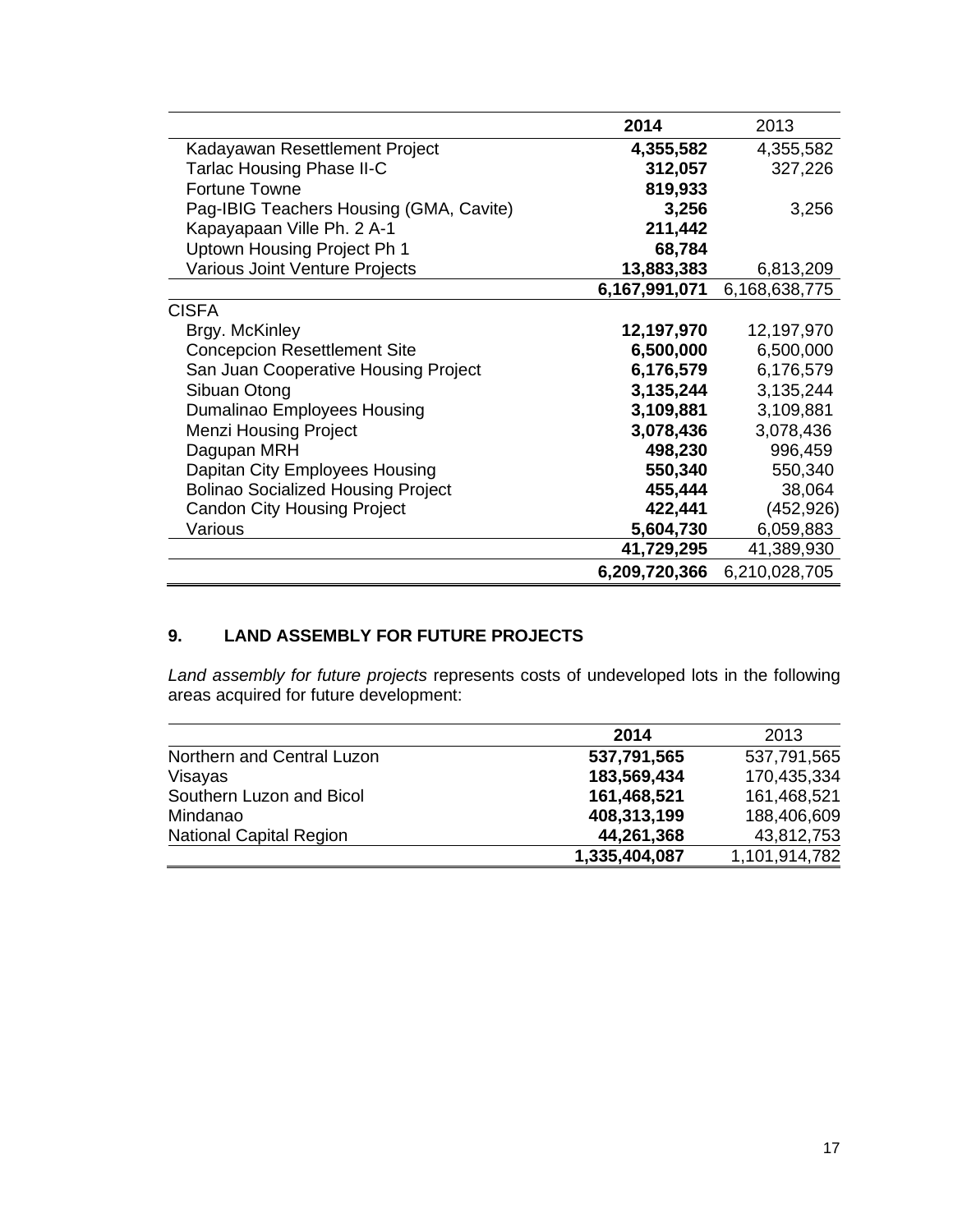| | 2014 | 2013 |
|---|---|---|
| Kadayawan Resettlement Project | **4,355,582** | 4,355,582 |
| Tarlac Housing Phase II-C | **312,057** | 327,226 |
| Fortune Towne | **819,933** | |
| Pag-IBIG Teachers Housing (GMA, Cavite) | **3,256** | 3,256 |
| Kapayapaan Ville Ph. 2 A-1 | **211,442** | |
| Uptown Housing Project Ph 1 | **68,784** | |
| Various Joint Venture Projects | **13,883,383** | 6,813,209 |
| | **6,167,991,071** | 6,168,638,775 |
| CISFA | | |
| Brgy. McKinley | **12,197,970** | 12,197,970 |
| Concepcion Resettlement Site | **6,500,000** | 6,500,000 |
| San Juan Cooperative Housing Project | **6,176,579** | 6,176,579 |
| Sibuan Otong | **3,135,244** | 3,135,244 |
| Dumalinao Employees Housing | **3,109,881** | 3,109,881 |
| Menzi Housing Project | **3,078,436** | 3,078,436 |
| Dagupan MRH | **498,230** | 996,459 |
| Dapitan City Employees Housing | **550,340** | 550,340 |
| Bolinao Socialized Housing Project | **455,444** | 38,064 |
| Candon City Housing Project | **422,441** | (452,926) |
| Various | **5,604,730** | 6,059,883 |
| | **41,729,295** | 41,389,930 |
| | **6,209,720,366** | 6,210,028,705 |

## 9. LAND ASSEMBLY FOR FUTURE PROJECTS

*Land assembly for future projects* represents costs of undeveloped lots in the following areas acquired for future development:

| | 2014 | 2013 |
|---|---|---|
| Northern and Central Luzon | **537,791,565** | 537,791,565 |
| Visayas | **183,569,434** | 170,435,334 |
| Southern Luzon and Bicol | **161,468,521** | 161,468,521 |
| Mindanao | **408,313,199** | 188,406,609 |
| National Capital Region | **44,261,368** | 43,812,753 |
| | **1,335,404,087** | 1,101,914,782 |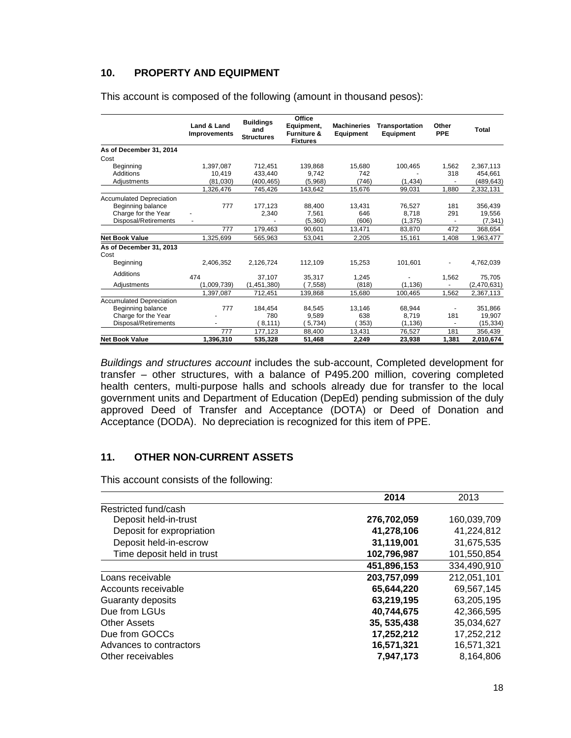## 10. PROPERTY AND EQUIPMENT

This account is composed of the following (amount in thousand pesos):

| | Land & Land Improvements | Buildings and Structures | Office Equipment, Furniture & Fixtures | Machineries Equipment | Transportation Equipment | Other PPE | Total |
|---|---|---|---|---|---|---|---|
| **As of December 31, 2014** | | | | | | | |
| Cost | | | | | | | |
| Beginning | 1,397,087 | 712,451 | 139,868 | 15,680 | 100,465 | 1,562 | 2,367,113 |
| Additions | 10,419 | 433,440 | 9,742 | 742 | - | 318 | 454,661 |
| Adjustments | (81,030) | (400,465) | (5,968) | (746) | (1,434) | - | (489,643) |
| | 1,326,476 | 745,426 | 143,642 | 15,676 | 99,031 | 1,880 | 2,332,131 |
| Accumulated Depreciation | | | | | | | |
| Beginning balance | 777 | 177,123 | 88,400 | 13,431 | 76,527 | 181 | 356,439 |
| Charge for the Year | - | 2,340 | 7,561 | 646 | 8,718 | 291 | 19,556 |
| Disposal/Retirements | - | | (5,360) | (606) | (1,375) | - | (7,341) |
| | 777 | 179,463 | 90,601 | 13,471 | 83,870 | 472 | 368,654 |
| **Net Book Value** | 1,325,699 | 565,963 | 53,041 | 2,205 | 15,161 | 1,408 | 1,963,477 |
| **As of December 31, 2013** | | | | | | | |
| Cost | | | | | | | |
| Beginning | 2,406,352 | 2,126,724 | 112,109 | 15,253 | 101,601 | - | 4,762,039 |
| Additions | 474 | 37,107 | 35,317 | 1,245 | - | 1,562 | 75,705 |
| Adjustments | (1,009,739) | (1,451,380) | ( 7,558) | (818) | (1,136) | - | (2,470,631) |
| | 1,397,087 | 712,451 | 139,868 | 15,680 | 100,465 | 1,562 | 2,367,113 |
| Accumulated Depreciation | | | | | | | |
| Beginning balance | 777 | 184,454 | 84,545 | 13,146 | 68,944 | - | 351,866 |
| Charge for the Year | - | 780 | 9,589 | 638 | 8,719 | 181 | 19,907 |
| Disposal/Retirements | - | ( 8,111) | ( 5,734) | ( 353) | (1,136) | - | (15,334) |
| | 777 | 177,123 | 88,400 | 13,431 | 76,527 | 181 | 356,439 |
| **Net Book Value** | **1,396,310** | **535,328** | **51,468** | **2,249** | **23,938** | **1,381** | **2,010,674** |

*Buildings and structures account* includes the sub-account, Completed development for transfer – other structures, with a balance of P495.200 million, covering completed health centers, multi-purpose halls and schools already due for transfer to the local government units and Department of Education (DepEd) pending submission of the duly approved Deed of Transfer and Acceptance (DOTA) or Deed of Donation and Acceptance (DODA). No depreciation is recognized for this item of PPE.

## 11. OTHER NON-CURRENT ASSETS

This account consists of the following:

| | **2014** | 2013 |
|---|---|---|
| Restricted fund/cash | | |
| Deposit held-in-trust | **276,702,059** | 160,039,709 |
| Deposit for expropriation | **41,278,106** | 41,224,812 |
| Deposit held-in-escrow | **31,119,001** | 31,675,535 |
| Time deposit held in trust | **102,796,987** | 101,550,854 |
| | **451,896,153** | 334,490,910 |
| Loans receivable | **203,757,099** | 212,051,101 |
| Accounts receivable | **65,644,220** | 69,567,145 |
| Guaranty deposits | **63,219,195** | 63,205,195 |
| Due from LGUs | **40,744,675** | 42,366,595 |
| Other Assets | **35, 535,438** | 35,034,627 |
| Due from GOCCs | **17,252,212** | 17,252,212 |
| Advances to contractors | **16,571,321** | 16,571,321 |
| Other receivables | **7,947,173** | 8,164,806 |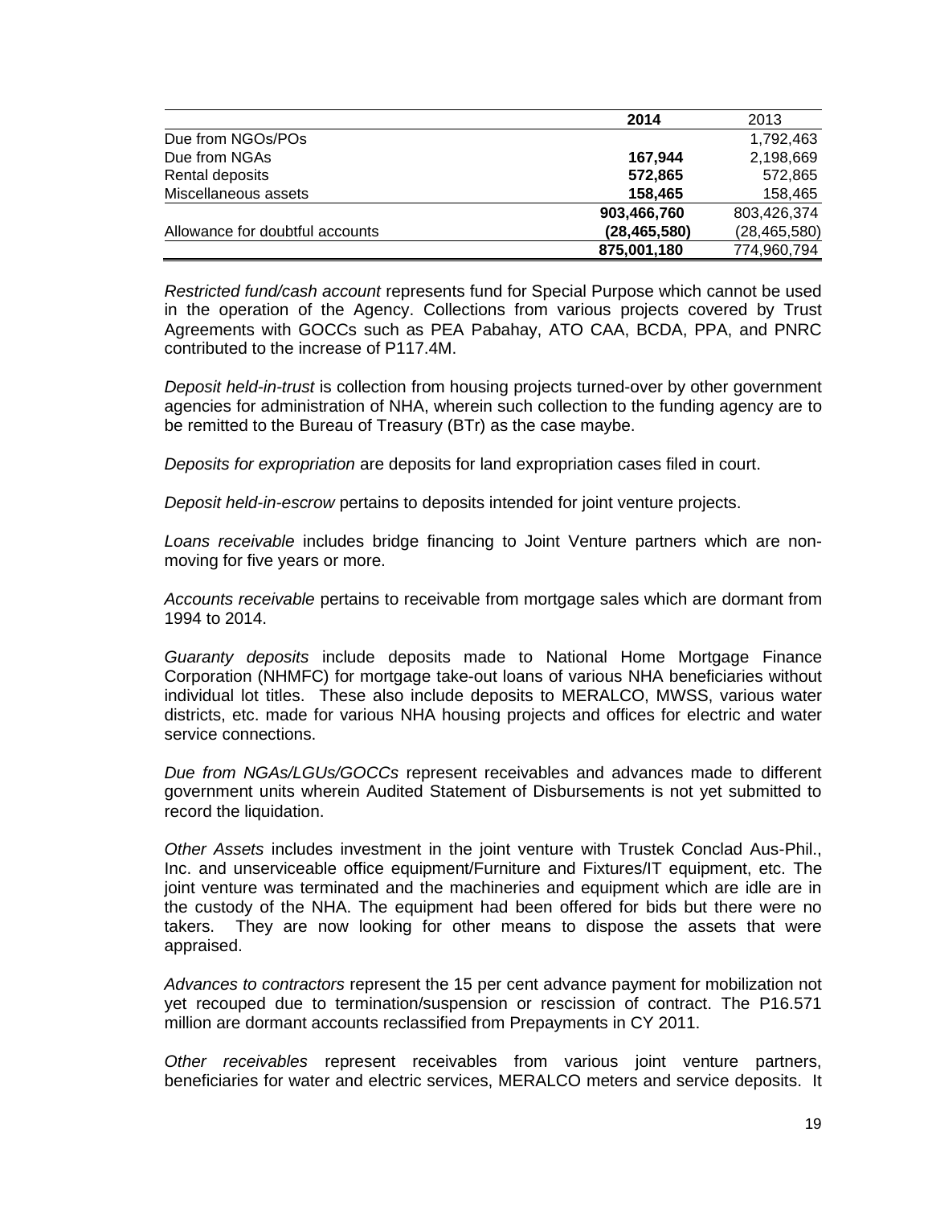| | 2014 | 2013 |
|---|---|---|
| Due from NGOs/POs | | 1,792,463 |
| Due from NGAs | **167,944** | 2,198,669 |
| Rental deposits | **572,865** | 572,865 |
| Miscellaneous assets | **158,465** | 158,465 |
| | **903,466,760** | 803,426,374 |
| Allowance for doubtful accounts | **(28,465,580)** | (28,465,580) |
| | **875,001,180** | 774,960,794 |

*Restricted fund/cash account* represents fund for Special Purpose which cannot be used in the operation of the Agency. Collections from various projects covered by Trust Agreements with GOCCs such as PEA Pabahay, ATO CAA, BCDA, PPA, and PNRC contributed to the increase of P117.4M.

*Deposit held-in-trust* is collection from housing projects turned-over by other government agencies for administration of NHA, wherein such collection to the funding agency are to be remitted to the Bureau of Treasury (BTr) as the case maybe.

*Deposits for expropriation* are deposits for land expropriation cases filed in court.

*Deposit held-in-escrow* pertains to deposits intended for joint venture projects.

*Loans receivable* includes bridge financing to Joint Venture partners which are non-moving for five years or more.

*Accounts receivable* pertains to receivable from mortgage sales which are dormant from 1994 to 2014.

*Guaranty deposits* include deposits made to National Home Mortgage Finance Corporation (NHMFC) for mortgage take-out loans of various NHA beneficiaries without individual lot titles. These also include deposits to MERALCO, MWSS, various water districts, etc. made for various NHA housing projects and offices for electric and water service connections.

*Due from NGAs/LGUs/GOCCs* represent receivables and advances made to different government units wherein Audited Statement of Disbursements is not yet submitted to record the liquidation.

*Other Assets* includes investment in the joint venture with Trustek Conclad Aus-Phil., Inc. and unserviceable office equipment/Furniture and Fixtures/IT equipment, etc. The joint venture was terminated and the machineries and equipment which are idle are in the custody of the NHA. The equipment had been offered for bids but there were no takers. They are now looking for other means to dispose the assets that were appraised.

*Advances to contractors* represent the 15 per cent advance payment for mobilization not yet recouped due to termination/suspension or rescission of contract. The P16.571 million are dormant accounts reclassified from Prepayments in CY 2011.

*Other receivables* represent receivables from various joint venture partners, beneficiaries for water and electric services, MERALCO meters and service deposits. It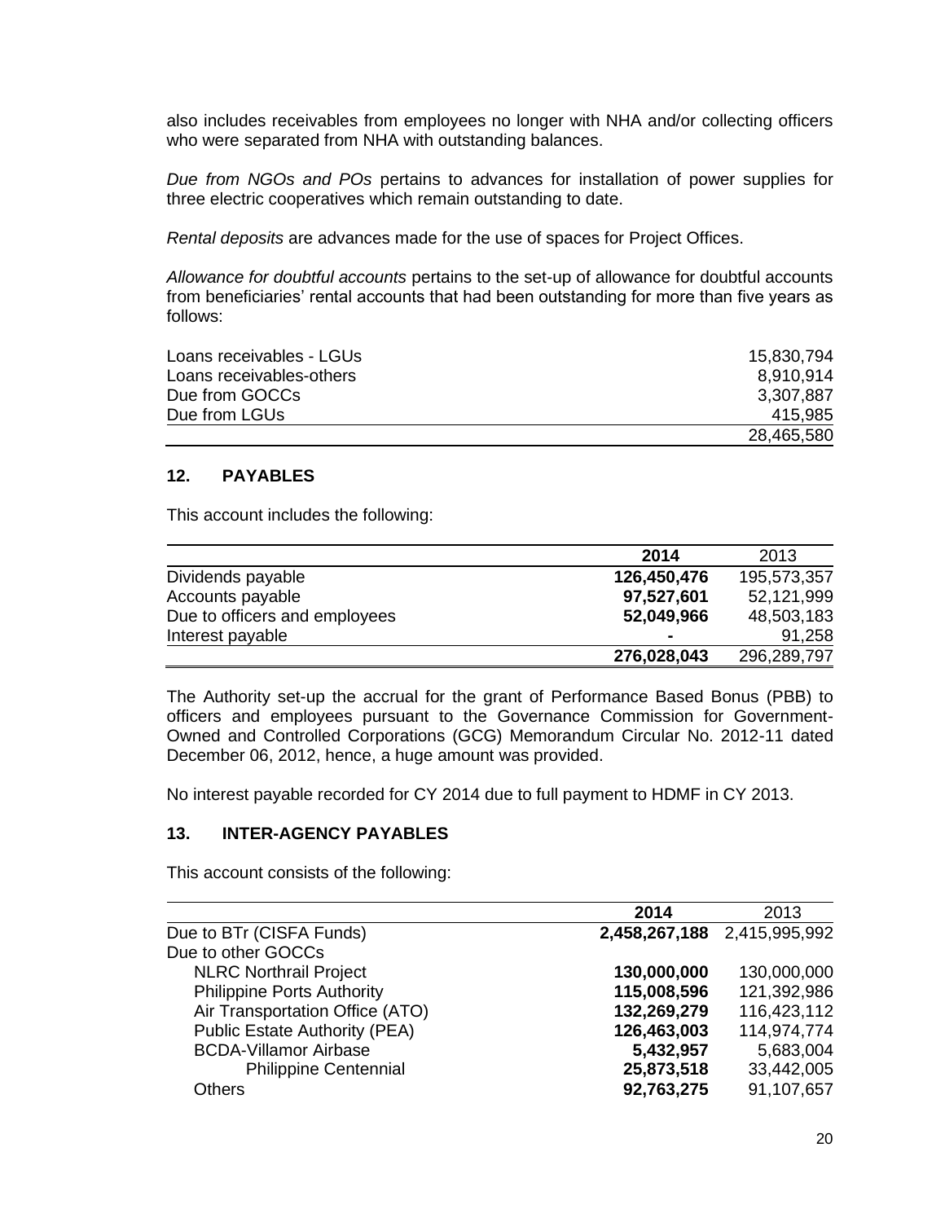also includes receivables from employees no longer with NHA and/or collecting officers who were separated from NHA with outstanding balances.

*Due from NGOs and POs* pertains to advances for installation of power supplies for three electric cooperatives which remain outstanding to date.

*Rental deposits* are advances made for the use of spaces for Project Offices.

*Allowance for doubtful accounts* pertains to the set-up of allowance for doubtful accounts from beneficiaries' rental accounts that had been outstanding for more than five years as follows:

| | |
|---|---:|
| Loans receivables - LGUs | 15,830,794 |
| Loans receivables-others | 8,910,914 |
| Due from GOCCs | 3,307,887 |
| Due from LGUs | 415,985 |
| | 28,465,580 |

## 12. PAYABLES

This account includes the following:

| | 2014 | 2013 |
|---|---:|---:|
| Dividends payable | **126,450,476** | 195,573,357 |
| Accounts payable | **97,527,601** | 52,121,999 |
| Due to officers and employees | **52,049,966** | 48,503,183 |
| Interest payable | **-** | 91,258 |
| | **276,028,043** | 296,289,797 |

The Authority set-up the accrual for the grant of Performance Based Bonus (PBB) to officers and employees pursuant to the Governance Commission for Government-Owned and Controlled Corporations (GCG) Memorandum Circular No. 2012-11 dated December 06, 2012, hence, a huge amount was provided.

No interest payable recorded for CY 2014 due to full payment to HDMF in CY 2013.

## 13. INTER-AGENCY PAYABLES

This account consists of the following:

| | 2014 | 2013 |
|---|---:|---:|
| Due to BTr (CISFA Funds) | **2,458,267,188** | 2,415,995,992 |
| Due to other GOCCs | | |
| NLRC Northrail Project | **130,000,000** | 130,000,000 |
| Philippine Ports Authority | **115,008,596** | 121,392,986 |
| Air Transportation Office (ATO) | **132,269,279** | 116,423,112 |
| Public Estate Authority (PEA) | **126,463,003** | 114,974,774 |
| BCDA-Villamor Airbase | **5,432,957** | 5,683,004 |
| Philippine Centennial | **25,873,518** | 33,442,005 |
| Others | **92,763,275** | 91,107,657 |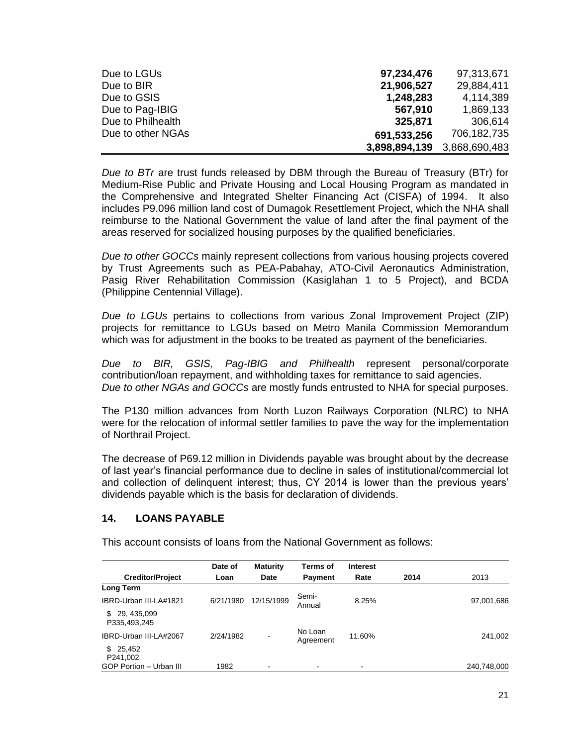| | | |
|---|---|---|
| Due to LGUs | **97,234,476** | 97,313,671 |
| Due to BIR | **21,906,527** | 29,884,411 |
| Due to GSIS | **1,248,283** | 4,114,389 |
| Due to Pag-IBIG | **567,910** | 1,869,133 |
| Due to Philhealth | **325,871** | 306,614 |
| Due to other NGAs | **691,533,256** | 706,182,735 |
| | **3,898,894,139** | 3,868,690,483 |

*Due to BTr* are trust funds released by DBM through the Bureau of Treasury (BTr) for Medium-Rise Public and Private Housing and Local Housing Program as mandated in the Comprehensive and Integrated Shelter Financing Act (CISFA) of 1994. It also includes P9.096 million land cost of Dumagok Resettlement Project, which the NHA shall reimburse to the National Government the value of land after the final payment of the areas reserved for socialized housing purposes by the qualified beneficiaries.

*Due to other GOCCs* mainly represent collections from various housing projects covered by Trust Agreements such as PEA-Pabahay, ATO-Civil Aeronautics Administration, Pasig River Rehabilitation Commission (Kasiglahan 1 to 5 Project), and BCDA (Philippine Centennial Village).

*Due to LGUs* pertains to collections from various Zonal Improvement Project (ZIP) projects for remittance to LGUs based on Metro Manila Commission Memorandum which was for adjustment in the books to be treated as payment of the beneficiaries.

*Due to BIR, GSIS, Pag-IBIG and Philhealth* represent personal/corporate contribution/loan repayment, and withholding taxes for remittance to said agencies.
*Due to other NGAs and GOCCs* are mostly funds entrusted to NHA for special purposes.

The P130 million advances from North Luzon Railways Corporation (NLRC) to NHA were for the relocation of informal settler families to pave the way for the implementation of Northrail Project.

The decrease of P69.12 million in Dividends payable was brought about by the decrease of last year's financial performance due to decline in sales of institutional/commercial lot and collection of delinquent interest; thus, CY 2014 is lower than the previous years' dividends payable which is the basis for declaration of dividends.

## 14. LOANS PAYABLE

This account consists of loans from the National Government as follows:

| Creditor/Project | Date of Loan | Maturity Date | Terms of Payment | Interest Rate | 2014 | 2013 |
|---|---|---|---|---|---|---|
| **Long Term** | | | | | | |
| IBRD-Urban III-LA#1821 | 6/21/1980 | 12/15/1999 | Semi-Annual | 8.25% | | 97,001,686 |
| $ 29, 435,099<br>P335,493,245 | | | | | | |
| IBRD-Urban III-LA#2067 | 2/24/1982 | - | No Loan Agreement | 11.60% | | 241,002 |
| $ 25,452<br>P241,002 | | | | | | |
| GOP Portion – Urban III | 1982 | - | - | - | | 240,748,000 |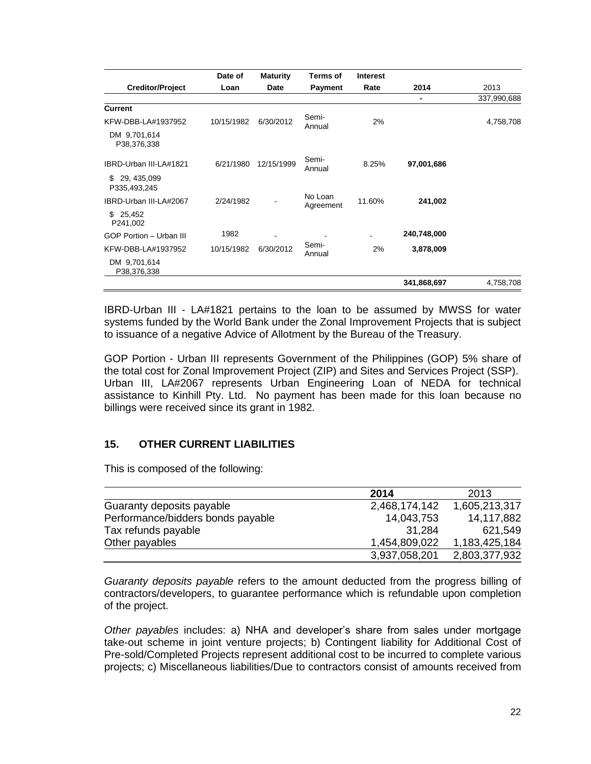| Creditor/Project | Date of Loan | Maturity Date | Terms of Payment | Interest Rate | 2014 | 2013 |
|---|---|---|---|---|---|---|
| | | | | | - | 337,990,688 |
| **Current** | | | | | | |
| KFW-DBB-LA#1937952 | 10/15/1982 | 6/30/2012 | Semi-Annual | 2% | | 4,758,708 |
| DM 9,701,614 P38,376,338 | | | | | | |
| IBRD-Urban III-LA#1821 | 6/21/1980 | 12/15/1999 | Semi-Annual | 8.25% | **97,001,686** | |
| $ 29, 435,099 P335,493,245 | | | | | | |
| IBRD-Urban III-LA#2067 | 2/24/1982 | - | No Loan Agreement | 11.60% | **241,002** | |
| $ 25,452 P241,002 | | | | | | |
| GOP Portion – Urban III | 1982 | - | - | - | **240,748,000** | |
| KFW-DBB-LA#1937952 | 10/15/1982 | 6/30/2012 | Semi-Annual | 2% | **3,878,009** | |
| DM 9,701,614 P38,376,338 | | | | | | |
| | | | | | **341,868,697** | 4,758,708 |

IBRD-Urban III - LA#1821 pertains to the loan to be assumed by MWSS for water systems funded by the World Bank under the Zonal Improvement Projects that is subject to issuance of a negative Advice of Allotment by the Bureau of the Treasury.

GOP Portion - Urban III represents Government of the Philippines (GOP) 5% share of the total cost for Zonal Improvement Project (ZIP) and Sites and Services Project (SSP). Urban III, LA#2067 represents Urban Engineering Loan of NEDA for technical assistance to Kinhill Pty. Ltd. No payment has been made for this loan because no billings were received since its grant in 1982.

## 15. OTHER CURRENT LIABILITIES

This is composed of the following:

| | 2014 | 2013 |
|---|---|---|
| Guaranty deposits payable | 2,468,174,142 | 1,605,213,317 |
| Performance/bidders bonds payable | 14,043,753 | 14,117,882 |
| Tax refunds payable | 31,284 | 621,549 |
| Other payables | 1,454,809,022 | 1,183,425,184 |
| | 3,937,058,201 | 2,803,377,932 |

*Guaranty deposits payable* refers to the amount deducted from the progress billing of contractors/developers, to guarantee performance which is refundable upon completion of the project.

*Other payables* includes: a) NHA and developer's share from sales under mortgage take-out scheme in joint venture projects; b) Contingent liability for Additional Cost of Pre-sold/Completed Projects represent additional cost to be incurred to complete various projects; c) Miscellaneous liabilities/Due to contractors consist of amounts received from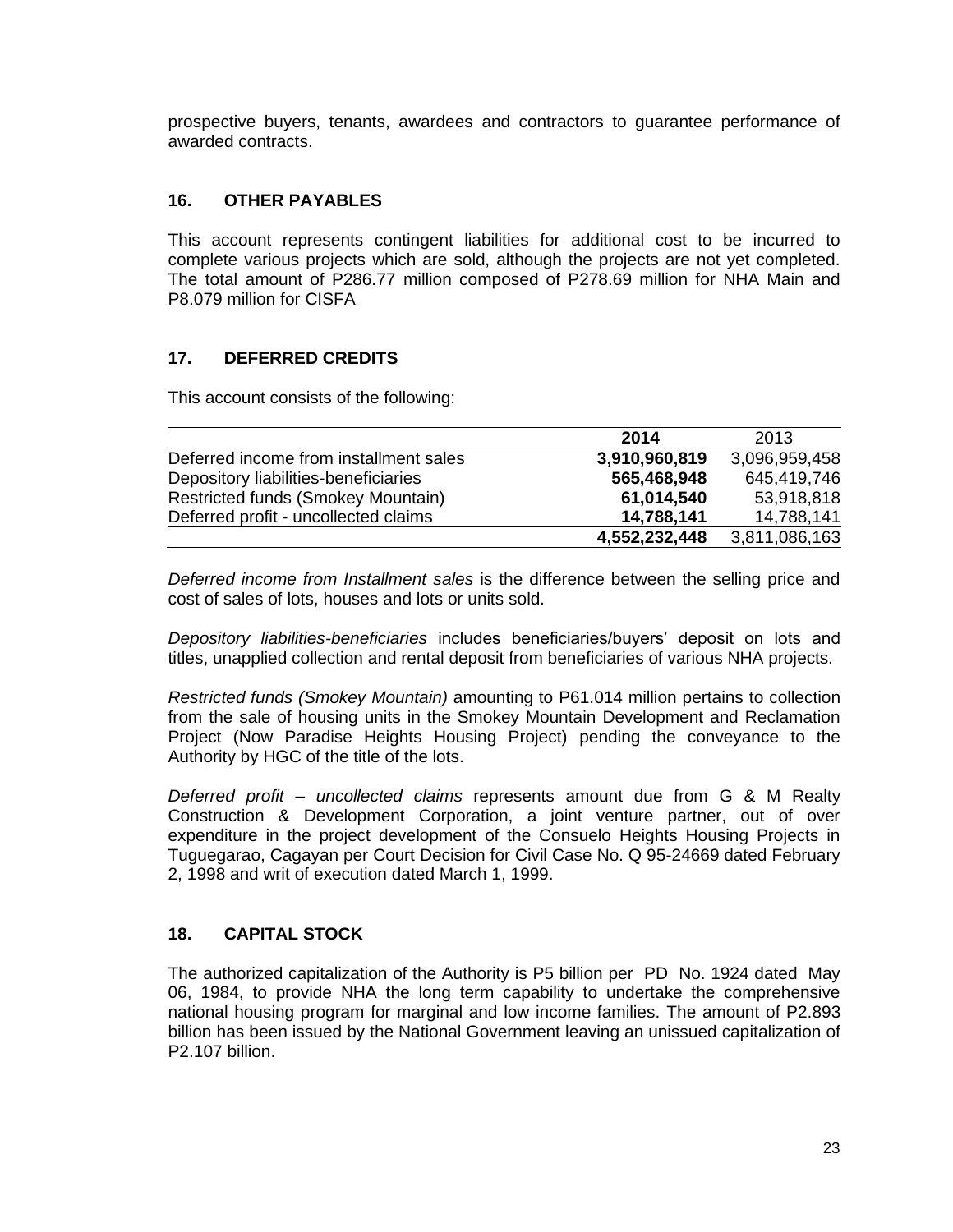prospective buyers, tenants, awardees and contractors to guarantee performance of awarded contracts.

## 16. OTHER PAYABLES

This account represents contingent liabilities for additional cost to be incurred to complete various projects which are sold, although the projects are not yet completed. The total amount of P286.77 million composed of P278.69 million for NHA Main and P8.079 million for CISFA

## 17. DEFERRED CREDITS

This account consists of the following:

| | 2014 | 2013 |
|---|---|---|
| Deferred income from installment sales | **3,910,960,819** | 3,096,959,458 |
| Depository liabilities-beneficiaries | **565,468,948** | 645,419,746 |
| Restricted funds (Smokey Mountain) | **61,014,540** | 53,918,818 |
| Deferred profit - uncollected claims | **14,788,141** | 14,788,141 |
| | **4,552,232,448** | 3,811,086,163 |

*Deferred income from Installment sales* is the difference between the selling price and cost of sales of lots, houses and lots or units sold.

*Depository liabilities-beneficiaries* includes beneficiaries/buyers' deposit on lots and titles, unapplied collection and rental deposit from beneficiaries of various NHA projects.

*Restricted funds (Smokey Mountain)* amounting to P61.014 million pertains to collection from the sale of housing units in the Smokey Mountain Development and Reclamation Project (Now Paradise Heights Housing Project) pending the conveyance to the Authority by HGC of the title of the lots.

*Deferred profit – uncollected claims* represents amount due from G & M Realty Construction & Development Corporation, a joint venture partner, out of over expenditure in the project development of the Consuelo Heights Housing Projects in Tuguegarao, Cagayan per Court Decision for Civil Case No. Q 95-24669 dated February 2, 1998 and writ of execution dated March 1, 1999.

## 18. CAPITAL STOCK

The authorized capitalization of the Authority is P5 billion per PD No. 1924 dated May 06, 1984, to provide NHA the long term capability to undertake the comprehensive national housing program for marginal and low income families. The amount of P2.893 billion has been issued by the National Government leaving an unissued capitalization of P2.107 billion.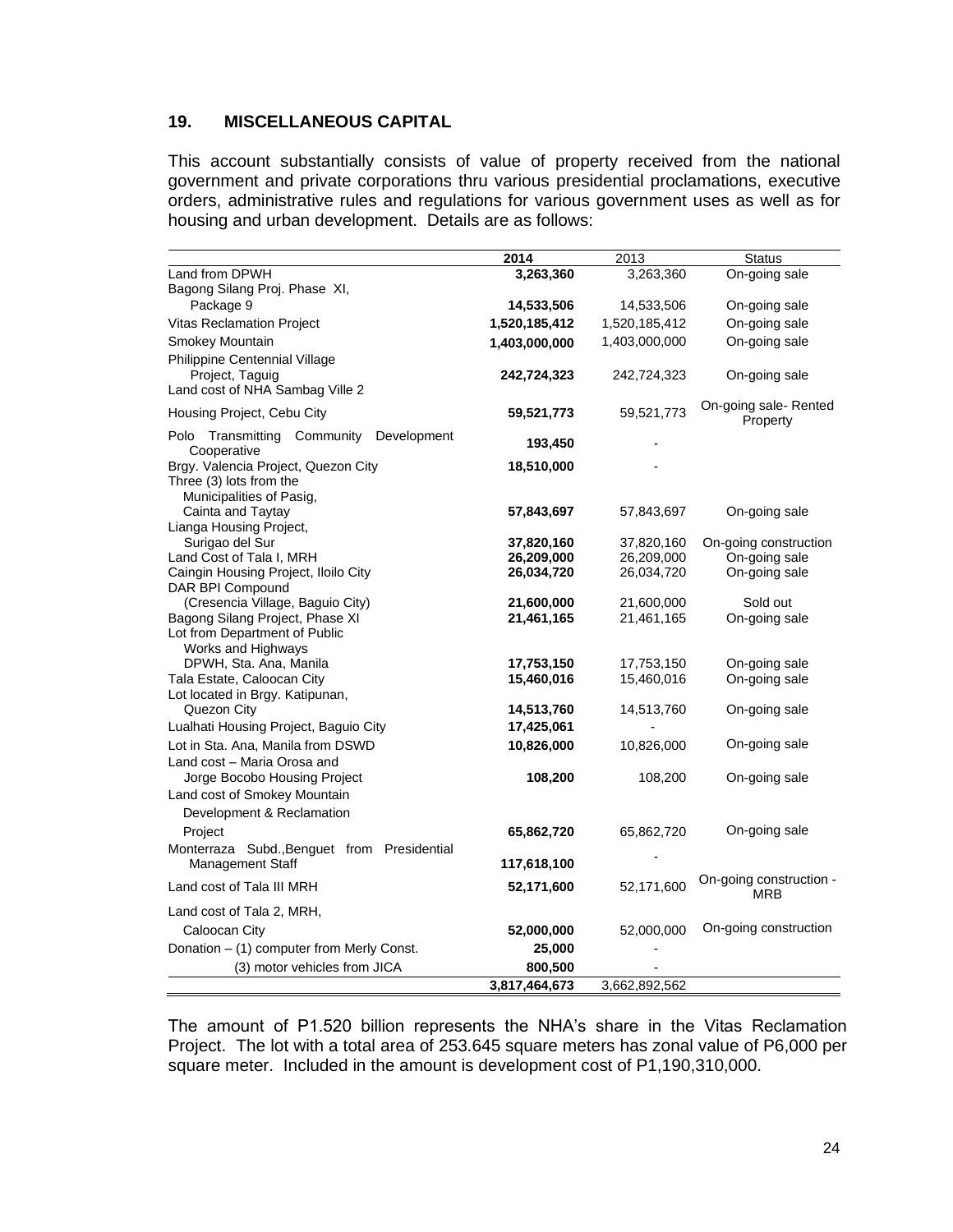## 19. MISCELLANEOUS CAPITAL

This account substantially consists of value of property received from the national government and private corporations thru various presidential proclamations, executive orders, administrative rules and regulations for various government uses as well as for housing and urban development. Details are as follows:

| | 2014 | 2013 | Status |
|---|---|---|---|
| Land from DPWH | **3,263,360** | 3,263,360 | On-going sale |
| Bagong Silang Proj. Phase XI, Package 9 | **14,533,506** | 14,533,506 | On-going sale |
| Vitas Reclamation Project | **1,520,185,412** | 1,520,185,412 | On-going sale |
| Smokey Mountain | **1,403,000,000** | 1,403,000,000 | On-going sale |
| Philippine Centennial Village Project, Taguig | **242,724,323** | 242,724,323 | On-going sale |
| Land cost of NHA Sambag Ville 2 Housing Project, Cebu City | **59,521,773** | 59,521,773 | On-going sale- Rented Property |
| Polo Transmitting Community Development Cooperative | **193,450** | - | |
| Brgy. Valencia Project, Quezon City | **18,510,000** | - | |
| Three (3) lots from the Municipalities of Pasig, Cainta and Taytay | **57,843,697** | 57,843,697 | On-going sale |
| Lianga Housing Project, Surigao del Sur | **37,820,160** | 37,820,160 | On-going construction |
| Land Cost of Tala I, MRH | **26,209,000** | 26,209,000 | On-going sale |
| Caingin Housing Project, Iloilo City | **26,034,720** | 26,034,720 | On-going sale |
| DAR BPI Compound (Cresencia Village, Baguio City) | **21,600,000** | 21,600,000 | Sold out |
| Bagong Silang Project, Phase XI | **21,461,165** | 21,461,165 | On-going sale |
| Lot from Department of Public Works and Highways DPWH, Sta. Ana, Manila | **17,753,150** | 17,753,150 | On-going sale |
| Tala Estate, Caloocan City | **15,460,016** | 15,460,016 | On-going sale |
| Lot located in Brgy. Katipunan, Quezon City | **14,513,760** | 14,513,760 | On-going sale |
| Lualhati Housing Project, Baguio City | **17,425,061** | - | |
| Lot in Sta. Ana, Manila from DSWD | **10,826,000** | 10,826,000 | On-going sale |
| Land cost – Maria Orosa and Jorge Bocobo Housing Project | **108,200** | 108,200 | On-going sale |
| Land cost of Smokey Mountain Development & Reclamation Project | **65,862,720** | 65,862,720 | On-going sale |
| Monterraza Subd.,Benguet from Presidential Management Staff | **117,618,100** | - | |
| Land cost of Tala III MRH | **52,171,600** | 52,171,600 | On-going construction - MRB |
| Land cost of Tala 2, MRH, Caloocan City | **52,000,000** | 52,000,000 | On-going construction |
| Donation – (1) computer from Merly Const. | **25,000** | - | |
| (3) motor vehicles from JICA | **800,500** | - | |
| | **3,817,464,673** | 3,662,892,562 | |

The amount of P1.520 billion represents the NHA's share in the Vitas Reclamation Project. The lot with a total area of 253.645 square meters has zonal value of P6,000 per square meter. Included in the amount is development cost of P1,190,310,000.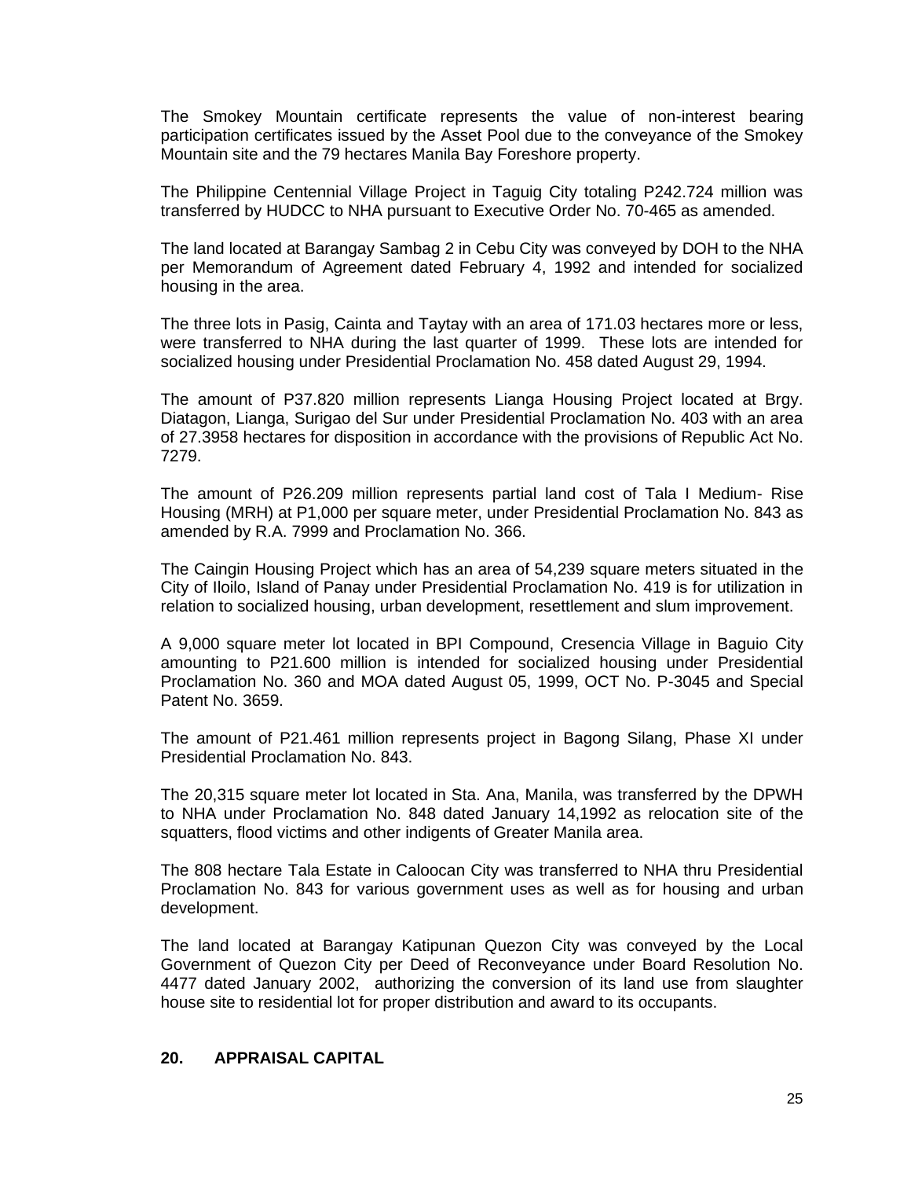The Smokey Mountain certificate represents the value of non-interest bearing participation certificates issued by the Asset Pool due to the conveyance of the Smokey Mountain site and the 79 hectares Manila Bay Foreshore property.

The Philippine Centennial Village Project in Taguig City totaling P242.724 million was transferred by HUDCC to NHA pursuant to Executive Order No. 70-465 as amended.

The land located at Barangay Sambag 2 in Cebu City was conveyed by DOH to the NHA per Memorandum of Agreement dated February 4, 1992 and intended for socialized housing in the area.

The three lots in Pasig, Cainta and Taytay with an area of 171.03 hectares more or less, were transferred to NHA during the last quarter of 1999. These lots are intended for socialized housing under Presidential Proclamation No. 458 dated August 29, 1994.

The amount of P37.820 million represents Lianga Housing Project located at Brgy. Diatagon, Lianga, Surigao del Sur under Presidential Proclamation No. 403 with an area of 27.3958 hectares for disposition in accordance with the provisions of Republic Act No. 7279.

The amount of P26.209 million represents partial land cost of Tala I Medium- Rise Housing (MRH) at P1,000 per square meter, under Presidential Proclamation No. 843 as amended by R.A. 7999 and Proclamation No. 366.

The Caingin Housing Project which has an area of 54,239 square meters situated in the City of Iloilo, Island of Panay under Presidential Proclamation No. 419 is for utilization in relation to socialized housing, urban development, resettlement and slum improvement.

A 9,000 square meter lot located in BPI Compound, Cresencia Village in Baguio City amounting to P21.600 million is intended for socialized housing under Presidential Proclamation No. 360 and MOA dated August 05, 1999, OCT No. P-3045 and Special Patent No. 3659.

The amount of P21.461 million represents project in Bagong Silang, Phase XI under Presidential Proclamation No. 843.

The 20,315 square meter lot located in Sta. Ana, Manila, was transferred by the DPWH to NHA under Proclamation No. 848 dated January 14,1992 as relocation site of the squatters, flood victims and other indigents of Greater Manila area.

The 808 hectare Tala Estate in Caloocan City was transferred to NHA thru Presidential Proclamation No. 843 for various government uses as well as for housing and urban development.

The land located at Barangay Katipunan Quezon City was conveyed by the Local Government of Quezon City per Deed of Reconveyance under Board Resolution No. 4477 dated January 2002, authorizing the conversion of its land use from slaughter house site to residential lot for proper distribution and award to its occupants.

## 20. APPRAISAL CAPITAL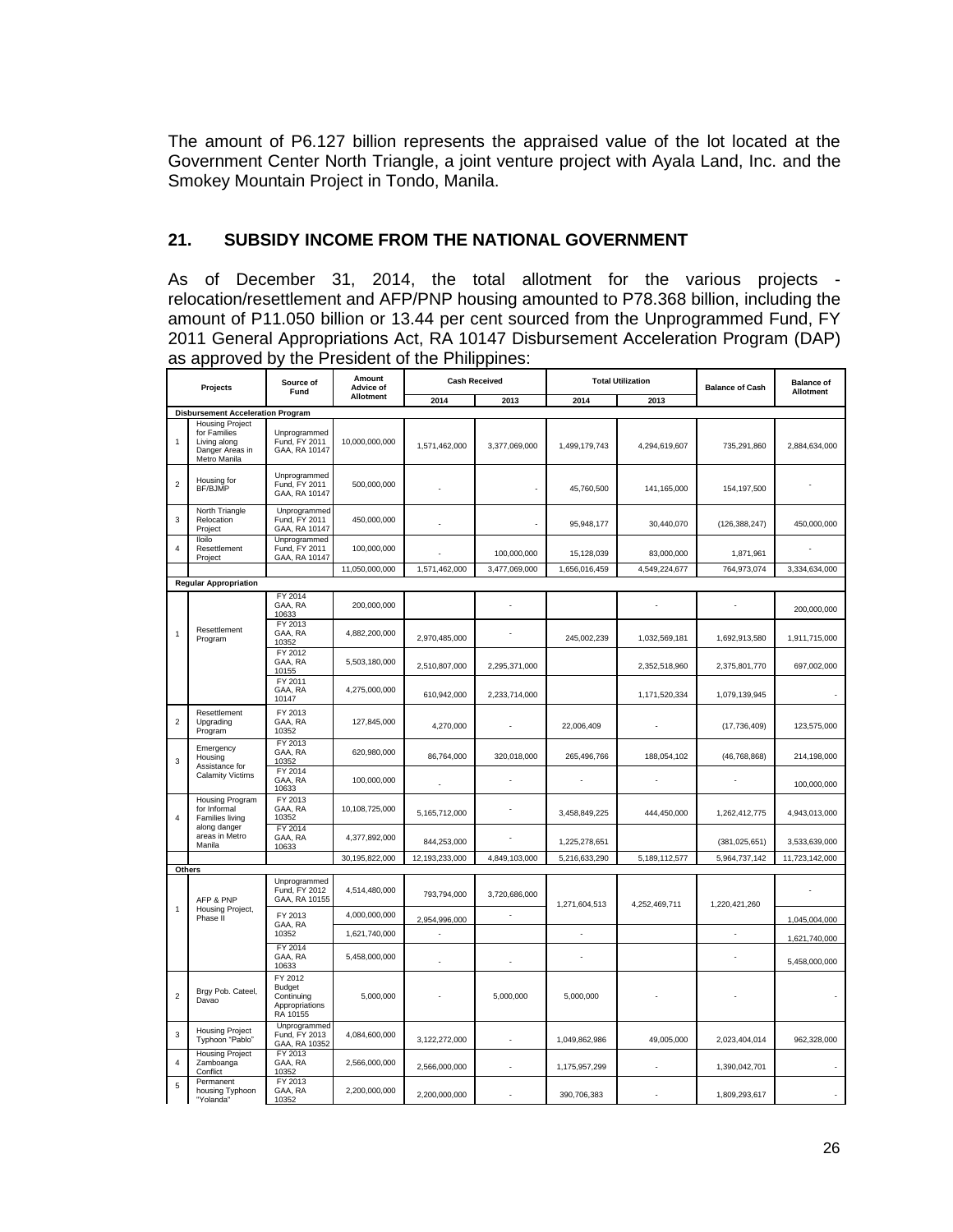The amount of P6.127 billion represents the appraised value of the lot located at the Government Center North Triangle, a joint venture project with Ayala Land, Inc. and the Smokey Mountain Project in Tondo, Manila.

## 21. SUBSIDY INCOME FROM THE NATIONAL GOVERNMENT

As of December 31, 2014, the total allotment for the various projects - relocation/resettlement and AFP/PNP housing amounted to P78.368 billion, including the amount of P11.050 billion or 13.44 per cent sourced from the Unprogrammed Fund, FY 2011 General Appropriations Act, RA 10147 Disbursement Acceleration Program (DAP) as approved by the President of the Philippines:

| | Projects | Source of Fund | Amount Advice of Allotment | Cash Received | | Total Utilization | | Balance of Cash | Balance of Allotment |
|---|---|---|---|---|---|---|---|---|---|
| | | | | 2014 | 2013 | 2014 | 2013 | | |
| **Disbursement Acceleration Program** | | | | | | | | | |
| 1 | Housing Project for Families Living along Danger Areas in Metro Manila | Unprogrammed Fund, FY 2011 GAA, RA 10147 | 10,000,000,000 | 1,571,462,000 | 3,377,069,000 | 1,499,179,743 | 4,294,619,607 | 735,291,860 | 2,884,634,000 |
| 2 | Housing for BF/BJMP | Unprogrammed Fund, FY 2011 GAA, RA 10147 | 500,000,000 | - | - | 45,760,500 | 141,165,000 | 154,197,500 | - |
| 3 | North Triangle Relocation Project | Unprogrammed Fund, FY 2011 GAA, RA 10147 | 450,000,000 | - | - | 95,948,177 | 30,440,070 | (126,388,247) | 450,000,000 |
| 4 | Iloilo Resettlement Project | Unprogrammed Fund, FY 2011 GAA, RA 10147 | 100,000,000 | - | 100,000,000 | 15,128,039 | 83,000,000 | 1,871,961 | - |
| | | | 11,050,000,000 | 1,571,462,000 | 3,477,069,000 | 1,656,016,459 | 4,549,224,677 | 764,973,074 | 3,334,634,000 |
| **Regular Appropriation** | | | | | | | | | |
| 1 | Resettlement Program | FY 2014 GAA, RA 10633 | 200,000,000 | | - | | - | - | 200,000,000 |
| | | FY 2013 GAA, RA 10352 | 4,882,200,000 | 2,970,485,000 | - | 245,002,239 | 1,032,569,181 | 1,692,913,580 | 1,911,715,000 |
| | | FY 2012 GAA, RA 10155 | 5,503,180,000 | 2,510,807,000 | 2,295,371,000 | | 2,352,518,960 | 2,375,801,770 | 697,002,000 |
| | | FY 2011 GAA, RA 10147 | 4,275,000,000 | 610,942,000 | 2,233,714,000 | | 1,171,520,334 | 1,079,139,945 | - |
| 2 | Resettlement Upgrading Program | FY 2013 GAA, RA 10352 | 127,845,000 | 4,270,000 | - | 22,006,409 | - | (17,736,409) | 123,575,000 |
| 3 | Emergency Housing Assistance for Calamity Victims | FY 2013 GAA, RA 10352 | 620,980,000 | 86,764,000 | 320,018,000 | 265,496,766 | 188,054,102 | (46,768,868) | 214,198,000 |
| | | FY 2014 GAA, RA 10633 | 100,000,000 | - | - | - | - | - | 100,000,000 |
| 4 | Housing Program for Informal Families living along danger areas in Metro Manila | FY 2013 GAA, RA 10352 | 10,108,725,000 | 5,165,712,000 | - | 3,458,849,225 | 444,450,000 | 1,262,412,775 | 4,943,013,000 |
| | | FY 2014 GAA, RA 10633 | 4,377,892,000 | 844,253,000 | - | 1,225,278,651 | | (381,025,651) | 3,533,639,000 |
| | | | 30,195,822,000 | 12,193,233,000 | 4,849,103,000 | 5,216,633,290 | 5,189,112,577 | 5,964,737,142 | 11,723,142,000 |
| **Others** | | | | | | | | | |
| 1 | AFP & PNP Housing Project, Phase II | Unprogrammed Fund, FY 2012 GAA, RA 10155 | 4,514,480,000 | 793,794,000 | 3,720,686,000 | 1,271,604,513 | 4,252,469,711 | 1,220,421,260 | - |
| | | FY 2013 GAA, RA 10352 | 4,000,000,000 | 2,954,996,000 | - | | | | 1,045,004,000 |
| | | | 1,621,740,000 | - | | - | | - | 1,621,740,000 |
| | | FY 2014 GAA, RA 10633 | 5,458,000,000 | - | - | - | | - | 5,458,000,000 |
| 2 | Brgy Pob. Cateel, Davao | FY 2012 Budget Continuing Appropriations RA 10155 | 5,000,000 | - | 5,000,000 | 5,000,000 | - | - | - |
| 3 | Housing Project Typhoon "Pablo" | Unprogrammed Fund, FY 2013 GAA, RA 10352 | 4,084,600,000 | 3,122,272,000 | - | 1,049,862,986 | 49,005,000 | 2,023,404,014 | 962,328,000 |
| 4 | Housing Project Zamboanga Conflict | FY 2013 GAA, RA 10352 | 2,566,000,000 | 2,566,000,000 | - | 1,175,957,299 | - | 1,390,042,701 | - |
| 5 | Permanent housing Typhoon "Yolanda" | FY 2013 GAA, RA 10352 | 2,200,000,000 | 2,200,000,000 | - | 390,706,383 | - | 1,809,293,617 | - |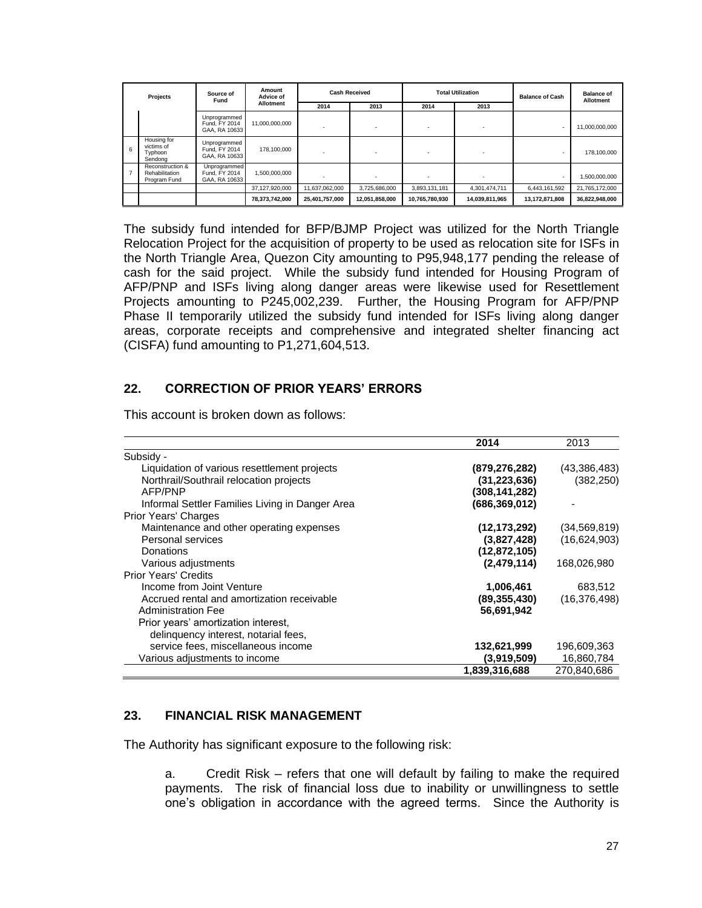| Projects | | Source of Fund | Amount Advice of Allotment | Cash Received | | Total Utilization | | Balance of Cash | Balance of Allotment |
|---|---|---|---|---|---|---|---|---|---|
| | | | | 2014 | 2013 | 2014 | 2013 | | |
| | | Unprogrammed Fund, FY 2014 GAA, RA 10633 | 11,000,000,000 | - | - | - | - | - | 11,000,000,000 |
| 6 | Housing for victims of Typhoon Sendong | Unprogrammed Fund, FY 2014 GAA, RA 10633 | 178,100,000 | - | - | - | - | - | 178,100,000 |
| 7 | Reconstruction & Rehabilitation Program Fund | Unprogrammed Fund, FY 2014 GAA, RA 10633 | 1,500,000,000 | - | - | - | - | - | 1,500,000,000 |
| | | | 37,127,920,000 | 11,637,062,000 | 3,725,686,000 | 3,893,131,181 | 4,301,474,711 | 6,443,161,592 | 21,765,172,000 |
| | | | 78,373,742,000 | 25,401,757,000 | 12,051,858,000 | 10,765,780,930 | 14,039,811,965 | 13,172,871,808 | 36,822,948,000 |

The subsidy fund intended for BFP/BJMP Project was utilized for the North Triangle Relocation Project for the acquisition of property to be used as relocation site for ISFs in the North Triangle Area, Quezon City amounting to P95,948,177 pending the release of cash for the said project. While the subsidy fund intended for Housing Program of AFP/PNP and ISFs living along danger areas were likewise used for Resettlement Projects amounting to P245,002,239. Further, the Housing Program for AFP/PNP Phase II temporarily utilized the subsidy fund intended for ISFs living along danger areas, corporate receipts and comprehensive and integrated shelter financing act (CISFA) fund amounting to P1,271,604,513.

## 22. CORRECTION OF PRIOR YEARS' ERRORS

This account is broken down as follows:

| | 2014 | 2013 |
|---|---|---|
| Subsidy - | | |
| Liquidation of various resettlement projects | **(879,276,282)** | (43,386,483) |
| Northrail/Southrail relocation projects | **(31,223,636)** | (382,250) |
| AFP/PNP | **(308,141,282)** | |
| Informal Settler Families Living in Danger Area | **(686,369,012)** | - |
| Prior Years' Charges | | |
| Maintenance and other operating expenses | **(12,173,292)** | (34,569,819) |
| Personal services | **(3,827,428)** | (16,624,903) |
| Donations | **(12,872,105)** | |
| Various adjustments | **(2,479,114)** | 168,026,980 |
| Prior Years' Credits | | |
| Income from Joint Venture | **1,006,461** | 683,512 |
| Accrued rental and amortization receivable | **(89,355,430)** | (16,376,498) |
| Administration Fee | **56,691,942** | |
| Prior years' amortization interest, delinquency interest, notarial fees, service fees, miscellaneous income | **132,621,999** | 196,609,363 |
| Various adjustments to income | **(3,919,509)** | 16,860,784 |
| | **1,839,316,688** | 270,840,686 |

## 23. FINANCIAL RISK MANAGEMENT

The Authority has significant exposure to the following risk:

a. Credit Risk – refers that one will default by failing to make the required payments. The risk of financial loss due to inability or unwillingness to settle one's obligation in accordance with the agreed terms. Since the Authority is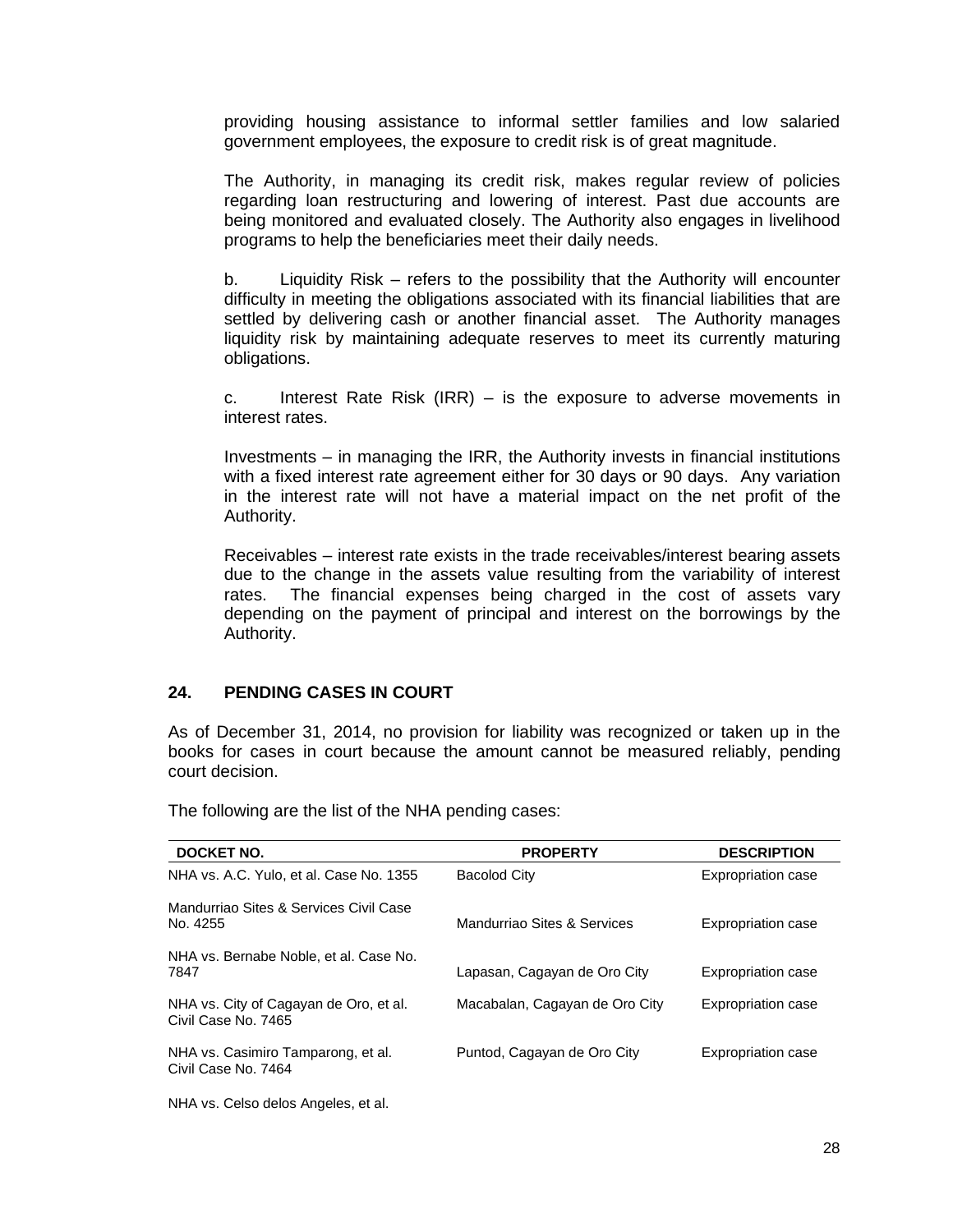providing housing assistance to informal settler families and low salaried government employees, the exposure to credit risk is of great magnitude.

The Authority, in managing its credit risk, makes regular review of policies regarding loan restructuring and lowering of interest. Past due accounts are being monitored and evaluated closely. The Authority also engages in livelihood programs to help the beneficiaries meet their daily needs.

b. Liquidity Risk – refers to the possibility that the Authority will encounter difficulty in meeting the obligations associated with its financial liabilities that are settled by delivering cash or another financial asset. The Authority manages liquidity risk by maintaining adequate reserves to meet its currently maturing obligations.

c. Interest Rate Risk (IRR) – is the exposure to adverse movements in interest rates.

Investments – in managing the IRR, the Authority invests in financial institutions with a fixed interest rate agreement either for 30 days or 90 days. Any variation in the interest rate will not have a material impact on the net profit of the Authority.

Receivables – interest rate exists in the trade receivables/interest bearing assets due to the change in the assets value resulting from the variability of interest rates. The financial expenses being charged in the cost of assets vary depending on the payment of principal and interest on the borrowings by the Authority.

## 24. PENDING CASES IN COURT

As of December 31, 2014, no provision for liability was recognized or taken up in the books for cases in court because the amount cannot be measured reliably, pending court decision.

The following are the list of the NHA pending cases:

| DOCKET NO. | PROPERTY | DESCRIPTION |
|---|---|---|
| NHA vs. A.C. Yulo, et al. Case No. 1355 | Bacolod City | Expropriation case |
| Mandurriao Sites & Services Civil Case No. 4255 | Mandurriao Sites & Services | Expropriation case |
| NHA vs. Bernabe Noble, et al. Case No. 7847 | Lapasan, Cagayan de Oro City | Expropriation case |
| NHA vs. City of Cagayan de Oro, et al. Civil Case No. 7465 | Macabalan, Cagayan de Oro City | Expropriation case |
| NHA vs. Casimiro Tamparong, et al. Civil Case No. 7464 | Puntod, Cagayan de Oro City | Expropriation case |
| NHA vs. Celso delos Angeles, et al. | | |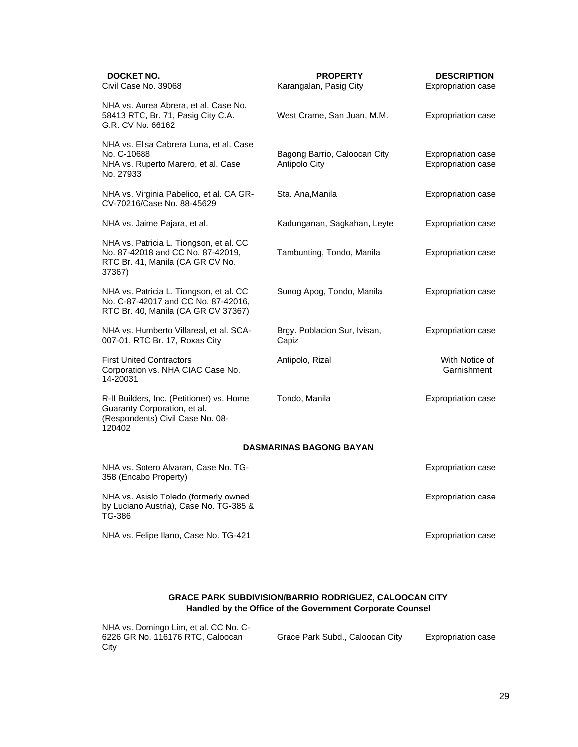| DOCKET NO. | PROPERTY | DESCRIPTION |
|---|---|---|
| Civil Case No. 39068 | Karangalan, Pasig City | Expropriation case |
| NHA vs. Aurea Abrera, et al. Case No. 58413 RTC, Br. 71, Pasig City C.A. G.R. CV No. 66162 | West Crame, San Juan, M.M. | Expropriation case |
| NHA vs. Elisa Cabrera Luna, et al. Case No. C-10688 | Bagong Barrio, Caloocan City | Expropriation case |
| NHA vs. Ruperto Marero, et al. Case No. 27933 | Antipolo City | Expropriation case |
| NHA vs. Virginia Pabelico, et al. CA GR-CV-70216/Case No. 88-45629 | Sta. Ana,Manila | Expropriation case |
| NHA vs. Jaime Pajara, et al. | Kadunganan, Sagkahan, Leyte | Expropriation case |
| NHA vs. Patricia L. Tiongson, et al. CC No. 87-42018 and CC No. 87-42019, RTC Br. 41, Manila (CA GR CV No. 37367) | Tambunting, Tondo, Manila | Expropriation case |
| NHA vs. Patricia L. Tiongson, et al. CC No. C-87-42017 and CC No. 87-42016, RTC Br. 40, Manila (CA GR CV 37367) | Sunog Apog, Tondo, Manila | Expropriation case |
| NHA vs. Humberto Villareal, et al. SCA-007-01, RTC Br. 17, Roxas City | Brgy. Poblacion Sur, Ivisan, Capiz | Expropriation case |
| First United Contractors Corporation vs. NHA CIAC Case No. 14-20031 | Antipolo, Rizal | With Notice of Garnishment |
| R-II Builders, Inc. (Petitioner) vs. Home Guaranty Corporation, et al. (Respondents) Civil Case No. 08-120402 | Tondo, Manila | Expropriation case |
| | **DASMARINAS BAGONG BAYAN** | |
| NHA vs. Sotero Alvaran, Case No. TG-358 (Encabo Property) | | Expropriation case |
| NHA vs. Asislo Toledo (formerly owned by Luciano Austria), Case No. TG-385 & TG-386 | | Expropriation case |
| NHA vs. Felipe Ilano, Case No. TG-421 | | Expropriation case |

**GRACE PARK SUBDIVISION/BARRIO RODRIGUEZ, CALOOCAN CITY**
**Handled by the Office of the Government Corporate Counsel**

| | | |
|---|---|---|
| NHA vs. Domingo Lim, et al. CC No. C-6226 GR No. 116176 RTC, Caloocan City | Grace Park Subd., Caloocan City | Expropriation case |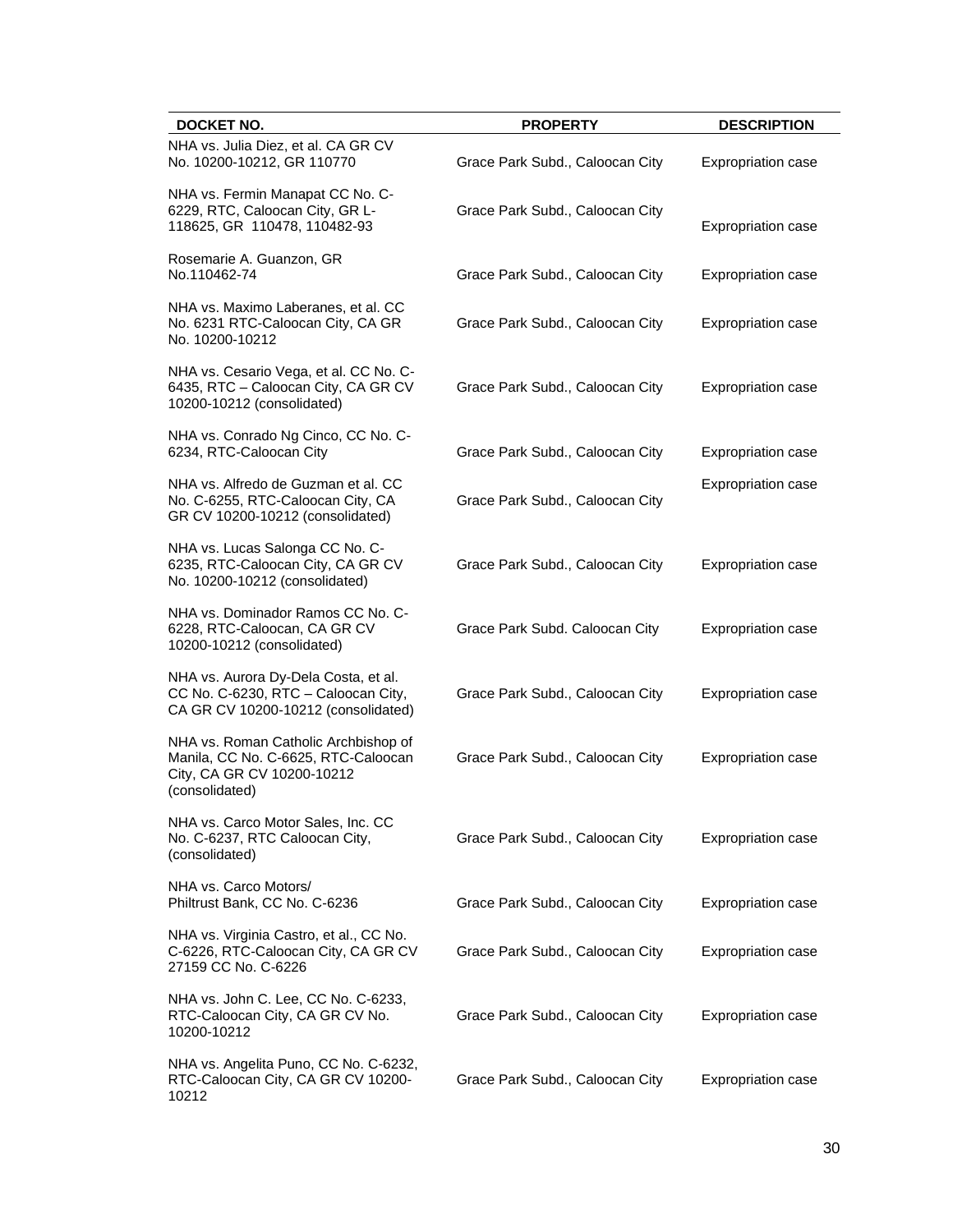| DOCKET NO. | PROPERTY | DESCRIPTION |
| --- | --- | --- |
| NHA vs. Julia Diez, et al. CA GR CV No. 10200-10212, GR 110770 | Grace Park Subd., Caloocan City | Expropriation case |
| NHA vs. Fermin Manapat CC No. C-6229, RTC, Caloocan City, GR L-118625, GR 110478, 110482-93 | Grace Park Subd., Caloocan City | Expropriation case |
| Rosemarie A. Guanzon, GR No.110462-74 | Grace Park Subd., Caloocan City | Expropriation case |
| NHA vs. Maximo Laberanes, et al. CC No. 6231 RTC-Caloocan City, CA GR No. 10200-10212 | Grace Park Subd., Caloocan City | Expropriation case |
| NHA vs. Cesario Vega, et al. CC No. C-6435, RTC – Caloocan City, CA GR CV 10200-10212 (consolidated) | Grace Park Subd., Caloocan City | Expropriation case |
| NHA vs. Conrado Ng Cinco, CC No. C-6234, RTC-Caloocan City | Grace Park Subd., Caloocan City | Expropriation case |
| NHA vs. Alfredo de Guzman et al. CC No. C-6255, RTC-Caloocan City, CA GR CV 10200-10212 (consolidated) | Grace Park Subd., Caloocan City | Expropriation case |
| NHA vs. Lucas Salonga CC No. C-6235, RTC-Caloocan City, CA GR CV No. 10200-10212 (consolidated) | Grace Park Subd., Caloocan City | Expropriation case |
| NHA vs. Dominador Ramos CC No. C-6228, RTC-Caloocan, CA GR CV 10200-10212 (consolidated) | Grace Park Subd. Caloocan City | Expropriation case |
| NHA vs. Aurora Dy-Dela Costa, et al. CC No. C-6230, RTC – Caloocan City, CA GR CV 10200-10212 (consolidated) | Grace Park Subd., Caloocan City | Expropriation case |
| NHA vs. Roman Catholic Archbishop of Manila, CC No. C-6625, RTC-Caloocan City, CA GR CV 10200-10212 (consolidated) | Grace Park Subd., Caloocan City | Expropriation case |
| NHA vs. Carco Motor Sales, Inc. CC No. C-6237, RTC Caloocan City, (consolidated) | Grace Park Subd., Caloocan City | Expropriation case |
| NHA vs. Carco Motors/ Philtrust Bank, CC No. C-6236 | Grace Park Subd., Caloocan City | Expropriation case |
| NHA vs. Virginia Castro, et al., CC No. C-6226, RTC-Caloocan City, CA GR CV 27159 CC No. C-6226 | Grace Park Subd., Caloocan City | Expropriation case |
| NHA vs. John C. Lee, CC No. C-6233, RTC-Caloocan City, CA GR CV No. 10200-10212 | Grace Park Subd., Caloocan City | Expropriation case |
| NHA vs. Angelita Puno, CC No. C-6232, RTC-Caloocan City, CA GR CV 10200-10212 | Grace Park Subd., Caloocan City | Expropriation case |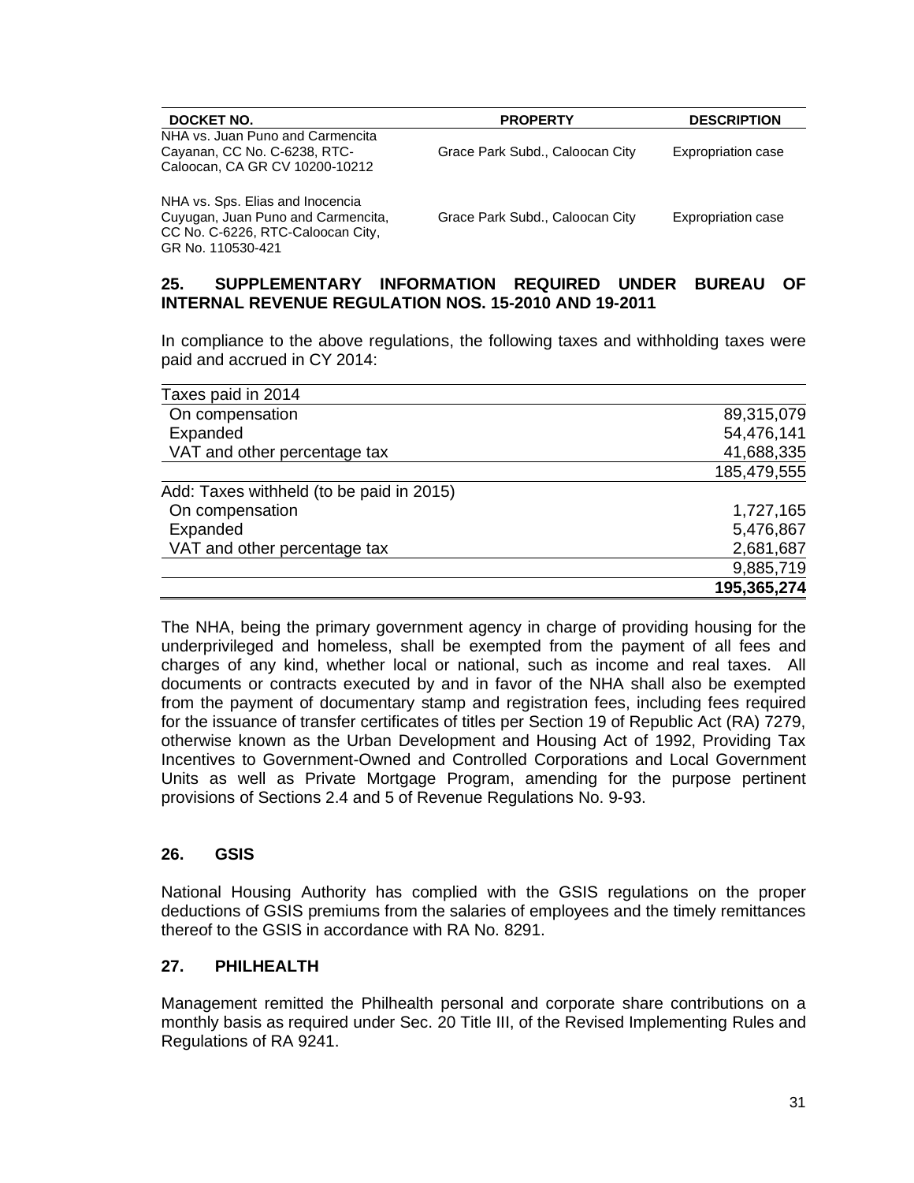| DOCKET NO. | PROPERTY | DESCRIPTION |
|---|---|---|
| NHA vs. Juan Puno and Carmencita Cayanan, CC No. C-6238, RTC-Caloocan, CA GR CV 10200-10212 | Grace Park Subd., Caloocan City | Expropriation case |
| NHA vs. Sps. Elias and Inocencia Cuyugan, Juan Puno and Carmencita, CC No. C-6226, RTC-Caloocan City, GR No. 110530-421 | Grace Park Subd., Caloocan City | Expropriation case |

## 25. SUPPLEMENTARY INFORMATION REQUIRED UNDER BUREAU OF INTERNAL REVENUE REGULATION NOS. 15-2010 AND 19-2011

In compliance to the above regulations, the following taxes and withholding taxes were paid and accrued in CY 2014:

| Taxes paid in 2014 | |
|---|---|
| On compensation | 89,315,079 |
| Expanded | 54,476,141 |
| VAT and other percentage tax | 41,688,335 |
| | 185,479,555 |
| Add: Taxes withheld (to be paid in 2015) | |
| On compensation | 1,727,165 |
| Expanded | 5,476,867 |
| VAT and other percentage tax | 2,681,687 |
| | 9,885,719 |
| | **195,365,274** |

The NHA, being the primary government agency in charge of providing housing for the underprivileged and homeless, shall be exempted from the payment of all fees and charges of any kind, whether local or national, such as income and real taxes. All documents or contracts executed by and in favor of the NHA shall also be exempted from the payment of documentary stamp and registration fees, including fees required for the issuance of transfer certificates of titles per Section 19 of Republic Act (RA) 7279, otherwise known as the Urban Development and Housing Act of 1992, Providing Tax Incentives to Government-Owned and Controlled Corporations and Local Government Units as well as Private Mortgage Program, amending for the purpose pertinent provisions of Sections 2.4 and 5 of Revenue Regulations No. 9-93.

## 26. GSIS

National Housing Authority has complied with the GSIS regulations on the proper deductions of GSIS premiums from the salaries of employees and the timely remittances thereof to the GSIS in accordance with RA No. 8291.

## 27. PHILHEALTH

Management remitted the Philhealth personal and corporate share contributions on a monthly basis as required under Sec. 20 Title III, of the Revised Implementing Rules and Regulations of RA 9241.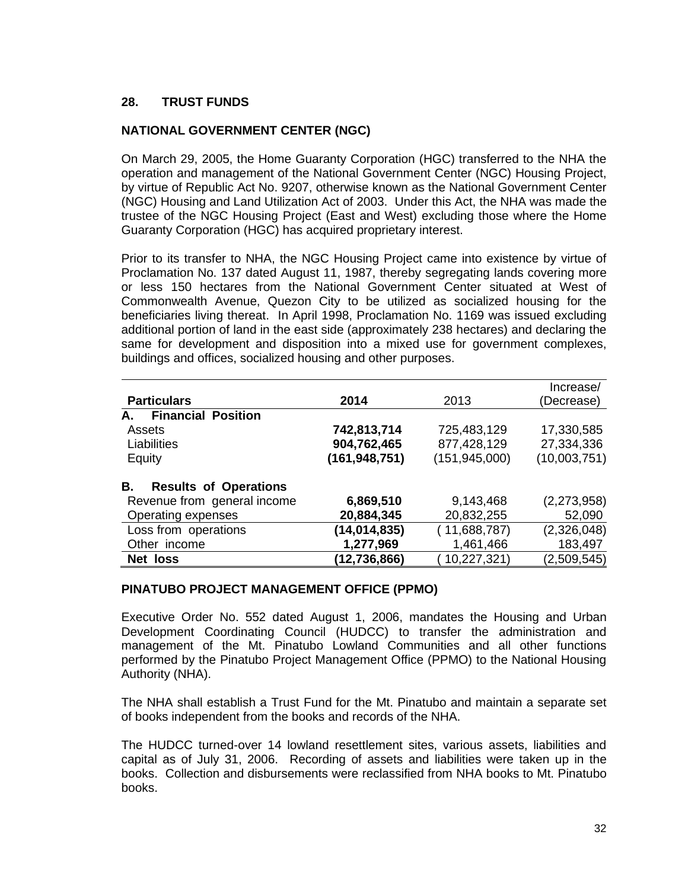## 28. TRUST FUNDS

### NATIONAL GOVERNMENT CENTER (NGC)

On March 29, 2005, the Home Guaranty Corporation (HGC) transferred to the NHA the operation and management of the National Government Center (NGC) Housing Project, by virtue of Republic Act No. 9207, otherwise known as the National Government Center (NGC) Housing and Land Utilization Act of 2003. Under this Act, the NHA was made the trustee of the NGC Housing Project (East and West) excluding those where the Home Guaranty Corporation (HGC) has acquired proprietary interest.

Prior to its transfer to NHA, the NGC Housing Project came into existence by virtue of Proclamation No. 137 dated August 11, 1987, thereby segregating lands covering more or less 150 hectares from the National Government Center situated at West of Commonwealth Avenue, Quezon City to be utilized as socialized housing for the beneficiaries living thereat. In April 1998, Proclamation No. 1169 was issued excluding additional portion of land in the east side (approximately 238 hectares) and declaring the same for development and disposition into a mixed use for government complexes, buildings and offices, socialized housing and other purposes.

| **Particulars** | **2014** | 2013 | Increase/ (Decrease) |
|---|---|---|---|
| **A. Financial Position** | | | |
| Assets | **742,813,714** | 725,483,129 | 17,330,585 |
| Liabilities | **904,762,465** | 877,428,129 | 27,334,336 |
| Equity | **(161,948,751)** | (151,945,000) | (10,003,751) |
| **B. Results of Operations** | | | |
| Revenue from general income | **6,869,510** | 9,143,468 | (2,273,958) |
| Operating expenses | **20,884,345** | 20,832,255 | 52,090 |
| Loss from operations | **(14,014,835)** | ( 11,688,787) | (2,326,048) |
| Other income | **1,277,969** | 1,461,466 | 183,497 |
| **Net loss** | **(12,736,866)** | ( 10,227,321) | (2,509,545) |

### PINATUBO PROJECT MANAGEMENT OFFICE (PPMO)

Executive Order No. 552 dated August 1, 2006, mandates the Housing and Urban Development Coordinating Council (HUDCC) to transfer the administration and management of the Mt. Pinatubo Lowland Communities and all other functions performed by the Pinatubo Project Management Office (PPMO) to the National Housing Authority (NHA).

The NHA shall establish a Trust Fund for the Mt. Pinatubo and maintain a separate set of books independent from the books and records of the NHA.

The HUDCC turned-over 14 lowland resettlement sites, various assets, liabilities and capital as of July 31, 2006. Recording of assets and liabilities were taken up in the books. Collection and disbursements were reclassified from NHA books to Mt. Pinatubo books.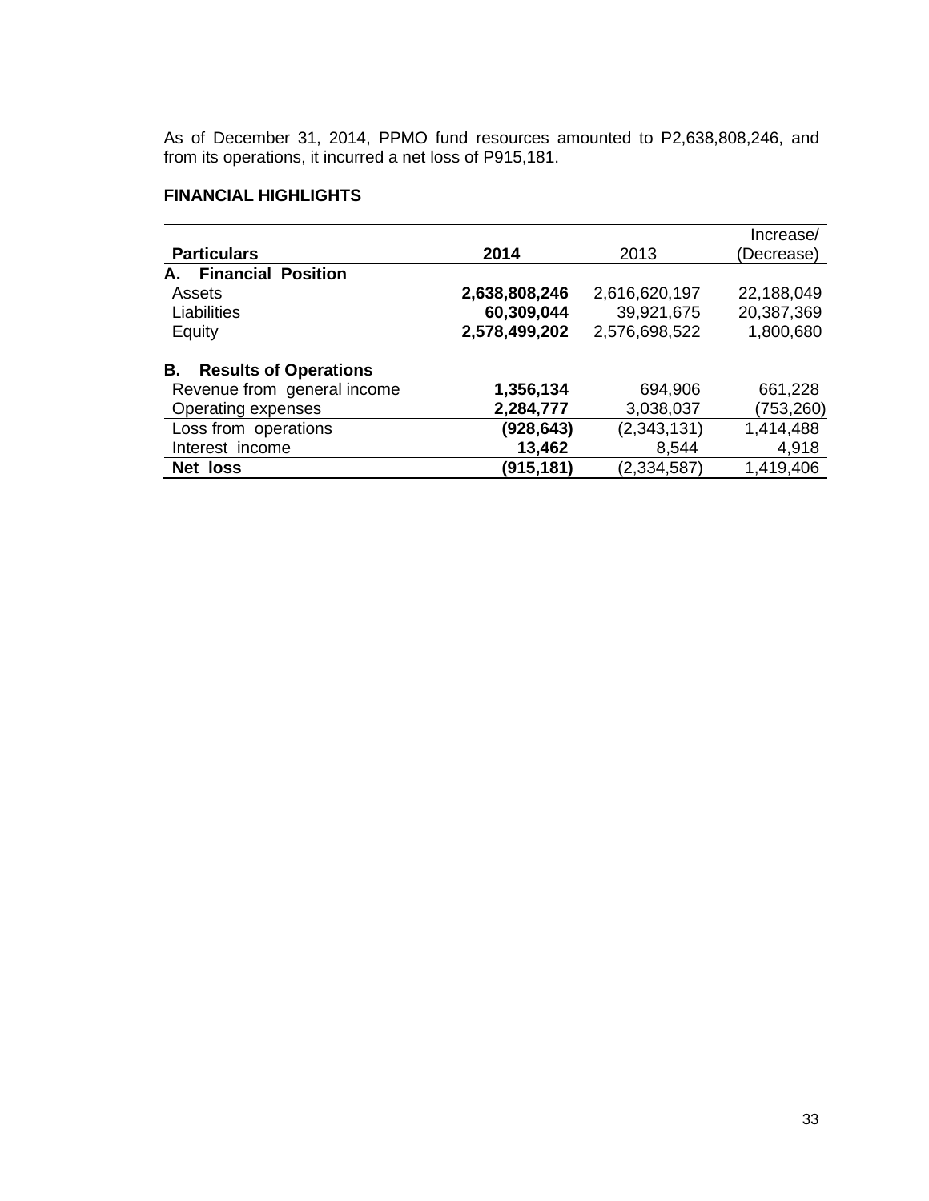As of December 31, 2014, PPMO fund resources amounted to P2,638,808,246, and from its operations, it incurred a net loss of P915,181.

**FINANCIAL HIGHLIGHTS**

| Particulars | 2014 | 2013 | Increase/ (Decrease) |
|---|---|---|---|
| **A. Financial Position** | | | |
| Assets | **2,638,808,246** | 2,616,620,197 | 22,188,049 |
| Liabilities | **60,309,044** | 39,921,675 | 20,387,369 |
| Equity | **2,578,499,202** | 2,576,698,522 | 1,800,680 |
| **B. Results of Operations** | | | |
| Revenue from general income | **1,356,134** | 694,906 | 661,228 |
| Operating expenses | **2,284,777** | 3,038,037 | (753,260) |
| Loss from operations | **(928,643)** | (2,343,131) | 1,414,488 |
| Interest income | **13,462** | 8,544 | 4,918 |
| **Net loss** | **(915,181)** | (2,334,587) | 1,419,406 |